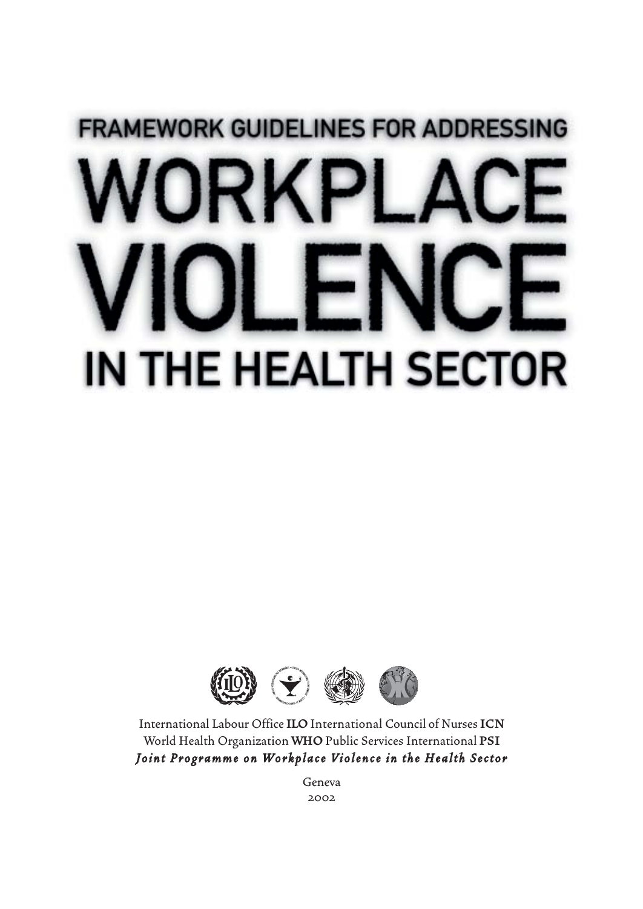# FRAMEWORK GUIDELINES FOR ADDRESSING WORKPLACE VIOLENCE IN THE HEALTH SECTOR

International Labour Office **ILO** International Council of Nurses **ICN**
World Health Organization **WHO** Public Services International **PSI**
***Joint Programme on Workplace Violence in the Health Sector***

Geneva
2002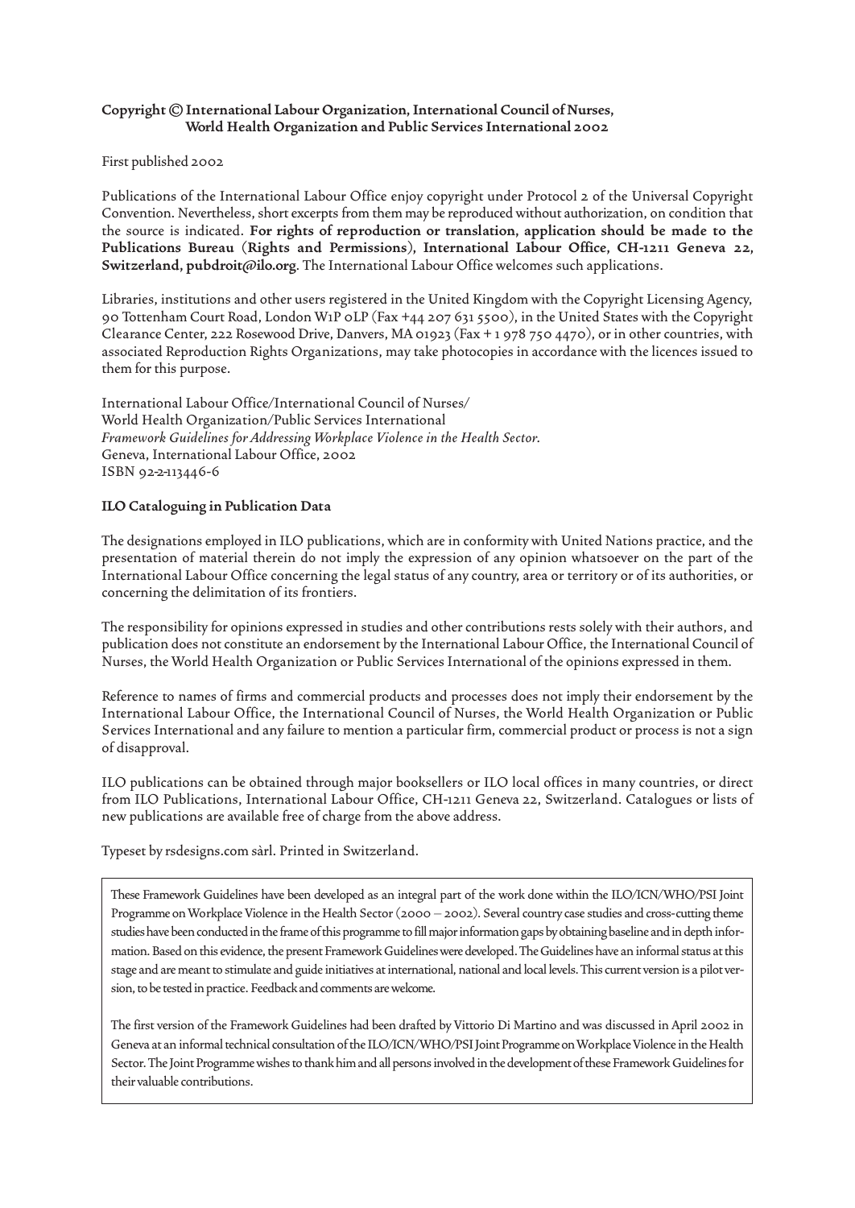**Copyright © International Labour Organization, International Council of Nurses, World Health Organization and Public Services International 2002**

First published 2002

Publications of the International Labour Office enjoy copyright under Protocol 2 of the Universal Copyright Convention. Nevertheless, short excerpts from them may be reproduced without authorization, on condition that the source is indicated. **For rights of reproduction or translation, application should be made to the Publications Bureau (Rights and Permissions), International Labour Office, CH-1211 Geneva 22, Switzerland, pubdroit@ilo.org**. The International Labour Office welcomes such applications.

Libraries, institutions and other users registered in the United Kingdom with the Copyright Licensing Agency, 90 Tottenham Court Road, London W1P 0LP (Fax +44 207 631 5500), in the United States with the Copyright Clearance Center, 222 Rosewood Drive, Danvers, MA 01923 (Fax + 1 978 750 4470), or in other countries, with associated Reproduction Rights Organizations, may take photocopies in accordance with the licences issued to them for this purpose.

International Labour Office/International Council of Nurses/
World Health Organization/Public Services International
*Framework Guidelines for Addressing Workplace Violence in the Health Sector.*
Geneva, International Labour Office, 2002
ISBN 92-2-113446-6

**ILO Cataloguing in Publication Data**

The designations employed in ILO publications, which are in conformity with United Nations practice, and the presentation of material therein do not imply the expression of any opinion whatsoever on the part of the International Labour Office concerning the legal status of any country, area or territory or of its authorities, or concerning the delimitation of its frontiers.

The responsibility for opinions expressed in studies and other contributions rests solely with their authors, and publication does not constitute an endorsement by the International Labour Office, the International Council of Nurses, the World Health Organization or Public Services International of the opinions expressed in them.

Reference to names of firms and commercial products and processes does not imply their endorsement by the International Labour Office, the International Council of Nurses, the World Health Organization or Public Services International and any failure to mention a particular firm, commercial product or process is not a sign of disapproval.

ILO publications can be obtained through major booksellers or ILO local offices in many countries, or direct from ILO Publications, International Labour Office, CH-1211 Geneva 22, Switzerland. Catalogues or lists of new publications are available free of charge from the above address.

Typeset by rsdesigns.com sàrl. Printed in Switzerland.

These Framework Guidelines have been developed as an integral part of the work done within the ILO/ICN/WHO/PSI Joint Programme on Workplace Violence in the Health Sector (2000 – 2002). Several country case studies and cross-cutting theme studies have been conducted in the frame of this programme to fill major information gaps by obtaining baseline and in depth information. Based on this evidence, the present Framework Guidelines were developed. The Guidelines have an informal status at this stage and are meant to stimulate and guide initiatives at international, national and local levels. This current version is a pilot version, to be tested in practice. Feedback and comments are welcome.

The first version of the Framework Guidelines had been drafted by Vittorio Di Martino and was discussed in April 2002 in Geneva at an informal technical consultation of the ILO/ICN/WHO/PSI Joint Programme on Workplace Violence in the Health Sector. The Joint Programme wishes to thank him and all persons involved in the development of these Framework Guidelines for their valuable contributions.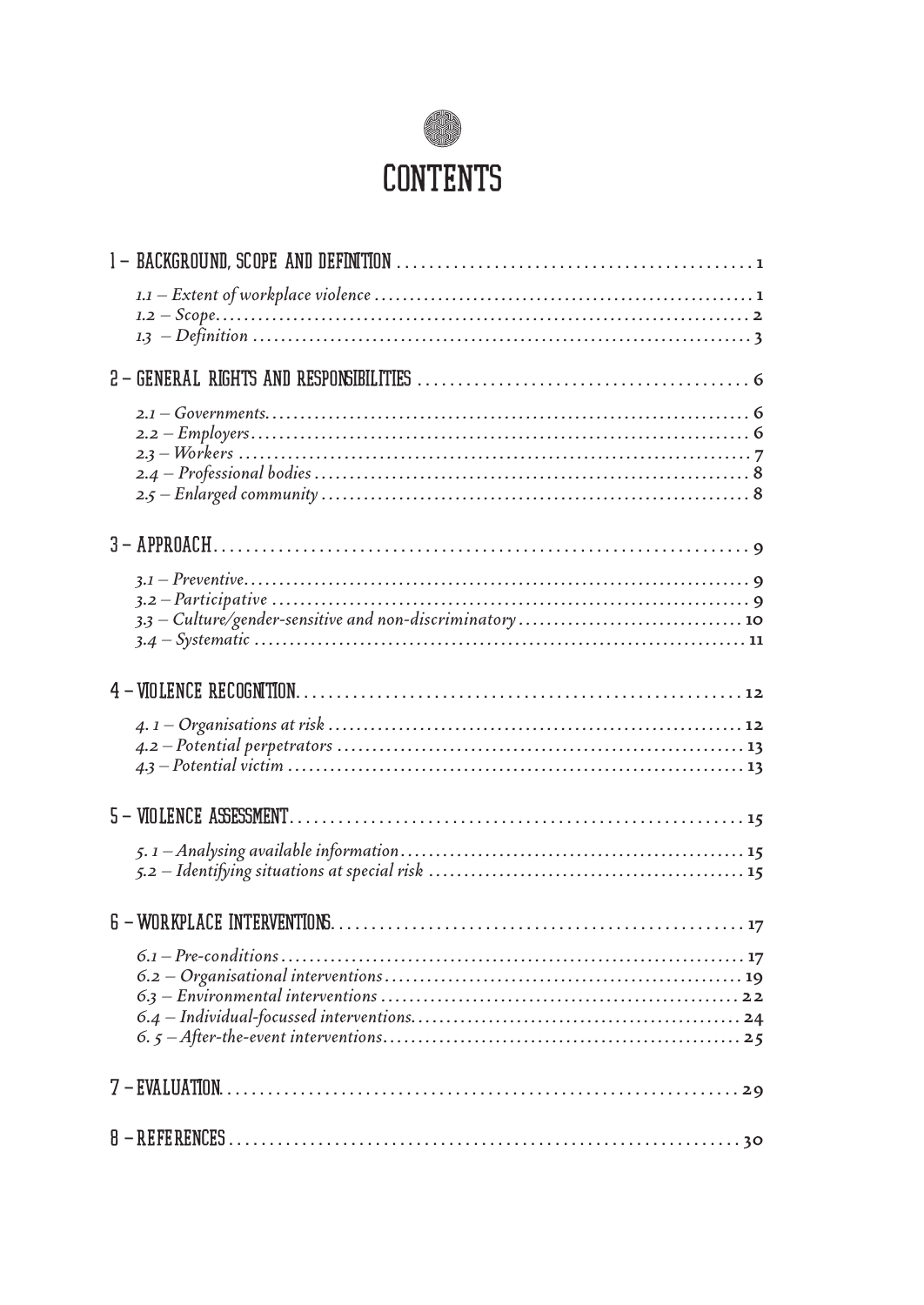# CONTENTS

1 – BACKGROUND, SCOPE AND DEFINITION ........................................... 1

*1.1 – Extent of workplace violence* ........................................... 1
*1.2 – Scope* ........................................... 2
*1.3 – Definition* ........................................... 3

2 – GENERAL RIGHTS AND RESPONSIBILITIES ........................................... 6

*2.1 – Governments* ........................................... 6
*2.2 – Employers* ........................................... 6
*2.3 – Workers* ........................................... 7
*2.4 – Professional bodies* ........................................... 8
*2.5 – Enlarged community* ........................................... 8

3 – APPROACH ........................................... 9

*3.1 – Preventive* ........................................... 9
*3.2 – Participative* ........................................... 9
*3.3 – Culture/gender-sensitive and non-discriminatory* ........................................... 10
*3.4 – Systematic* ........................................... 11

4 – VIOLENCE RECOGNITION ........................................... 12

*4. 1 – Organisations at risk* ........................................... 12
*4.2 – Potential perpetrators* ........................................... 13
*4.3 – Potential victim* ........................................... 13

5 – VIOLENCE ASSESSMENT ........................................... 15

*5. 1 – Analysing available information* ........................................... 15
*5.2 – Identifying situations at special risk* ........................................... 15

6 – WORKPLACE INTERVENTIONS ........................................... 17

*6.1 – Pre-conditions* ........................................... 17
*6.2 – Organisational interventions* ........................................... 19
*6.3 – Environmental interventions* ........................................... 22
*6.4 – Individual-focussed interventions* ........................................... 24
*6. 5 – After-the-event interventions* ........................................... 25

7 – EVALUATION ........................................... 29

8 – REFERENCES ........................................... 30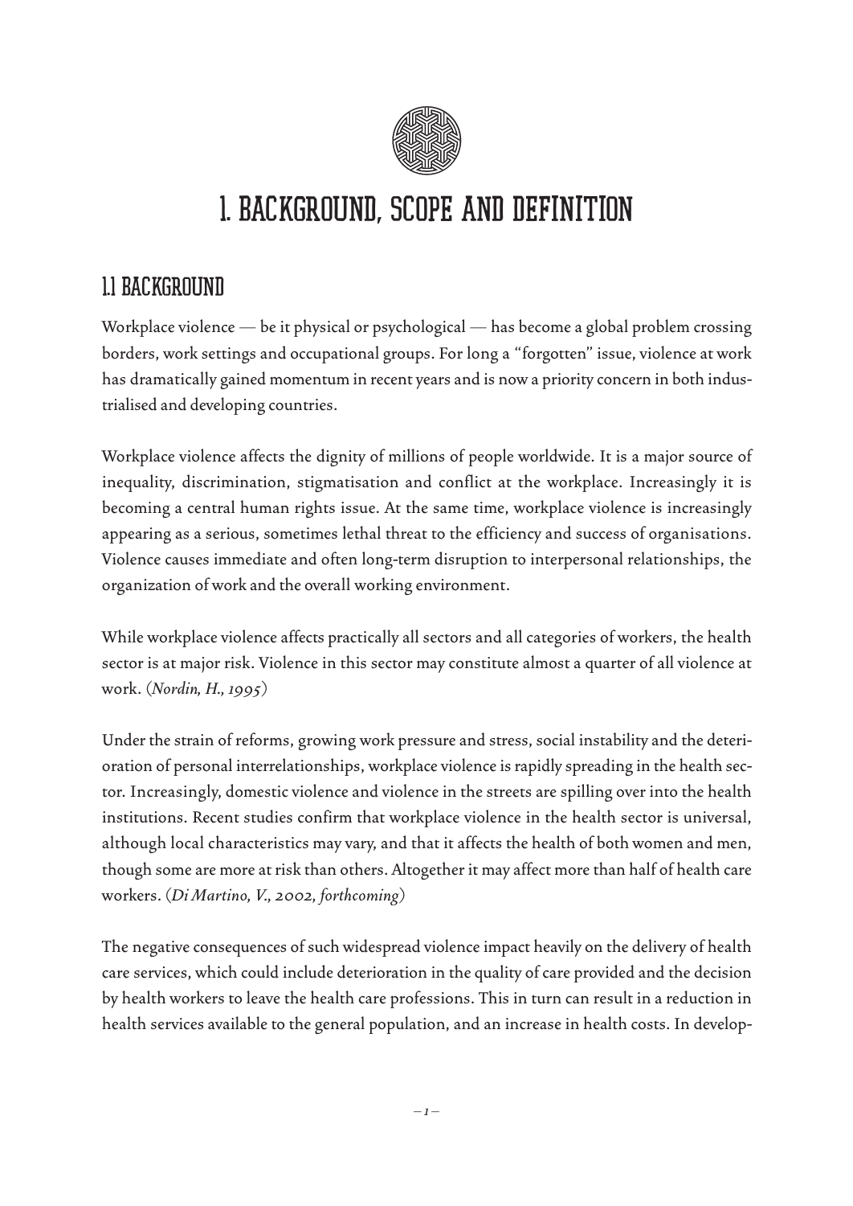# 1. BACKGROUND, SCOPE AND DEFINITION

## 1.1 BACKGROUND

Workplace violence — be it physical or psychological — has become a global problem crossing borders, work settings and occupational groups. For long a "forgotten" issue, violence at work has dramatically gained momentum in recent years and is now a priority concern in both industrialised and developing countries.

Workplace violence affects the dignity of millions of people worldwide. It is a major source of inequality, discrimination, stigmatisation and conflict at the workplace. Increasingly it is becoming a central human rights issue. At the same time, workplace violence is increasingly appearing as a serious, sometimes lethal threat to the efficiency and success of organisations. Violence causes immediate and often long-term disruption to interpersonal relationships, the organization of work and the overall working environment.

While workplace violence affects practically all sectors and all categories of workers, the health sector is at major risk. Violence in this sector may constitute almost a quarter of all violence at work. (*Nordin, H., 1995*)

Under the strain of reforms, growing work pressure and stress, social instability and the deterioration of personal interrelationships, workplace violence is rapidly spreading in the health sector. Increasingly, domestic violence and violence in the streets are spilling over into the health institutions. Recent studies confirm that workplace violence in the health sector is universal, although local characteristics may vary, and that it affects the health of both women and men, though some are more at risk than others. Altogether it may affect more than half of health care workers. (*Di Martino, V., 2002, forthcoming*)

The negative consequences of such widespread violence impact heavily on the delivery of health care services, which could include deterioration in the quality of care provided and the decision by health workers to leave the health care professions. This in turn can result in a reduction in health services available to the general population, and an increase in health costs. In develop-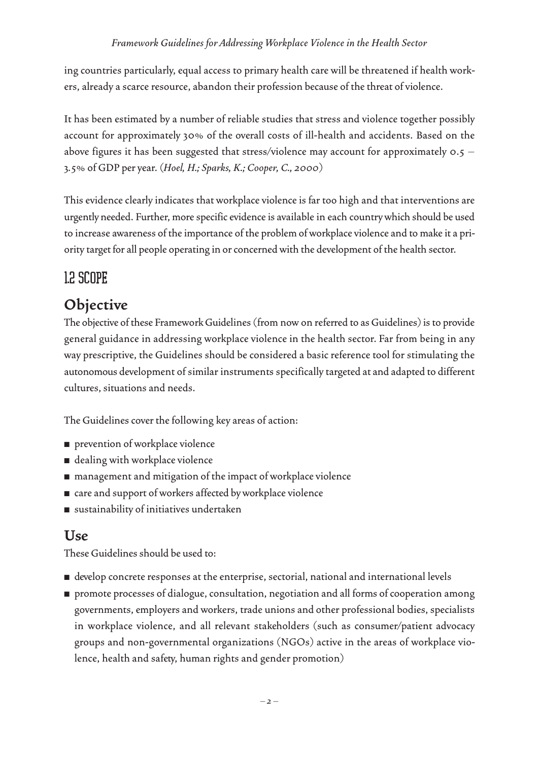ing countries particularly, equal access to primary health care will be threatened if health workers, already a scarce resource, abandon their profession because of the threat of violence.

It has been estimated by a number of reliable studies that stress and violence together possibly account for approximately 30% of the overall costs of ill-health and accidents. Based on the above figures it has been suggested that stress/violence may account for approximately 0.5 – 3.5% of GDP per year. (*Hoel, H.; Sparks, K.; Cooper, C., 2000*)

This evidence clearly indicates that workplace violence is far too high and that interventions are urgently needed. Further, more specific evidence is available in each country which should be used to increase awareness of the importance of the problem of workplace violence and to make it a priority target for all people operating in or concerned with the development of the health sector.

## 1.2 SCOPE

### Objective

The objective of these Framework Guidelines (from now on referred to as Guidelines) is to provide general guidance in addressing workplace violence in the health sector. Far from being in any way prescriptive, the Guidelines should be considered a basic reference tool for stimulating the autonomous development of similar instruments specifically targeted at and adapted to different cultures, situations and needs.

The Guidelines cover the following key areas of action:

- prevention of workplace violence
- dealing with workplace violence
- management and mitigation of the impact of workplace violence
- care and support of workers affected by workplace violence
- sustainability of initiatives undertaken

### Use

These Guidelines should be used to:

- develop concrete responses at the enterprise, sectorial, national and international levels
- promote processes of dialogue, consultation, negotiation and all forms of cooperation among governments, employers and workers, trade unions and other professional bodies, specialists in workplace violence, and all relevant stakeholders (such as consumer/patient advocacy groups and non-governmental organizations (NGOs) active in the areas of workplace violence, health and safety, human rights and gender promotion)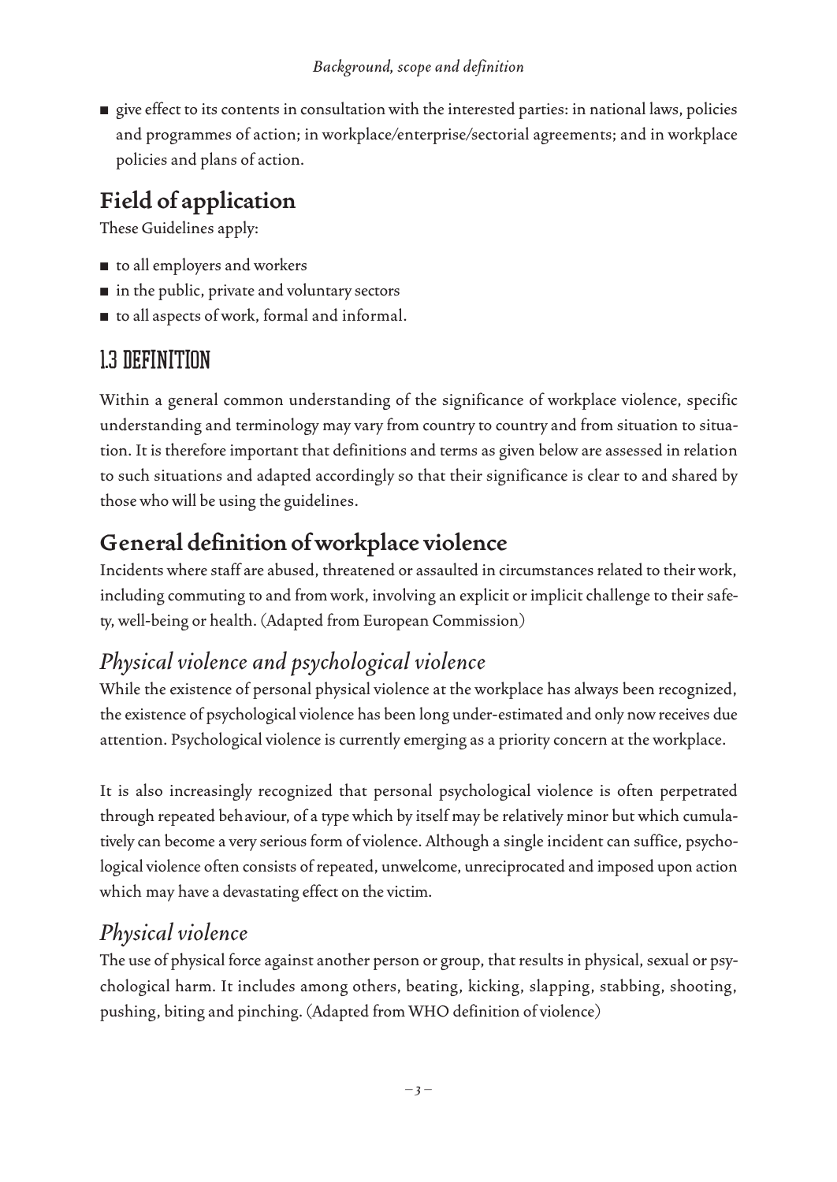- give effect to its contents in consultation with the interested parties: in national laws, policies and programmes of action; in workplace/enterprise/sectorial agreements; and in workplace policies and plans of action.

### Field of application

These Guidelines apply:

- to all employers and workers
- in the public, private and voluntary sectors
- to all aspects of work, formal and informal.

## 1.3 DEFINITION

Within a general common understanding of the significance of workplace violence, specific understanding and terminology may vary from country to country and from situation to situation. It is therefore important that definitions and terms as given below are assessed in relation to such situations and adapted accordingly so that their significance is clear to and shared by those who will be using the guidelines.

### General definition of workplace violence

Incidents where staff are abused, threatened or assaulted in circumstances related to their work, including commuting to and from work, involving an explicit or implicit challenge to their safety, well-being or health. (Adapted from European Commission)

#### *Physical violence and psychological violence*

While the existence of personal physical violence at the workplace has always been recognized, the existence of psychological violence has been long under-estimated and only now receives due attention. Psychological violence is currently emerging as a priority concern at the workplace.

It is also increasingly recognized that personal psychological violence is often perpetrated through repeated behaviour, of a type which by itself may be relatively minor but which cumulatively can become a very serious form of violence. Although a single incident can suffice, psychological violence often consists of repeated, unwelcome, unreciprocated and imposed upon action which may have a devastating effect on the victim.

#### *Physical violence*

The use of physical force against another person or group, that results in physical, sexual or psychological harm. It includes among others, beating, kicking, slapping, stabbing, shooting, pushing, biting and pinching. (Adapted from WHO definition of violence)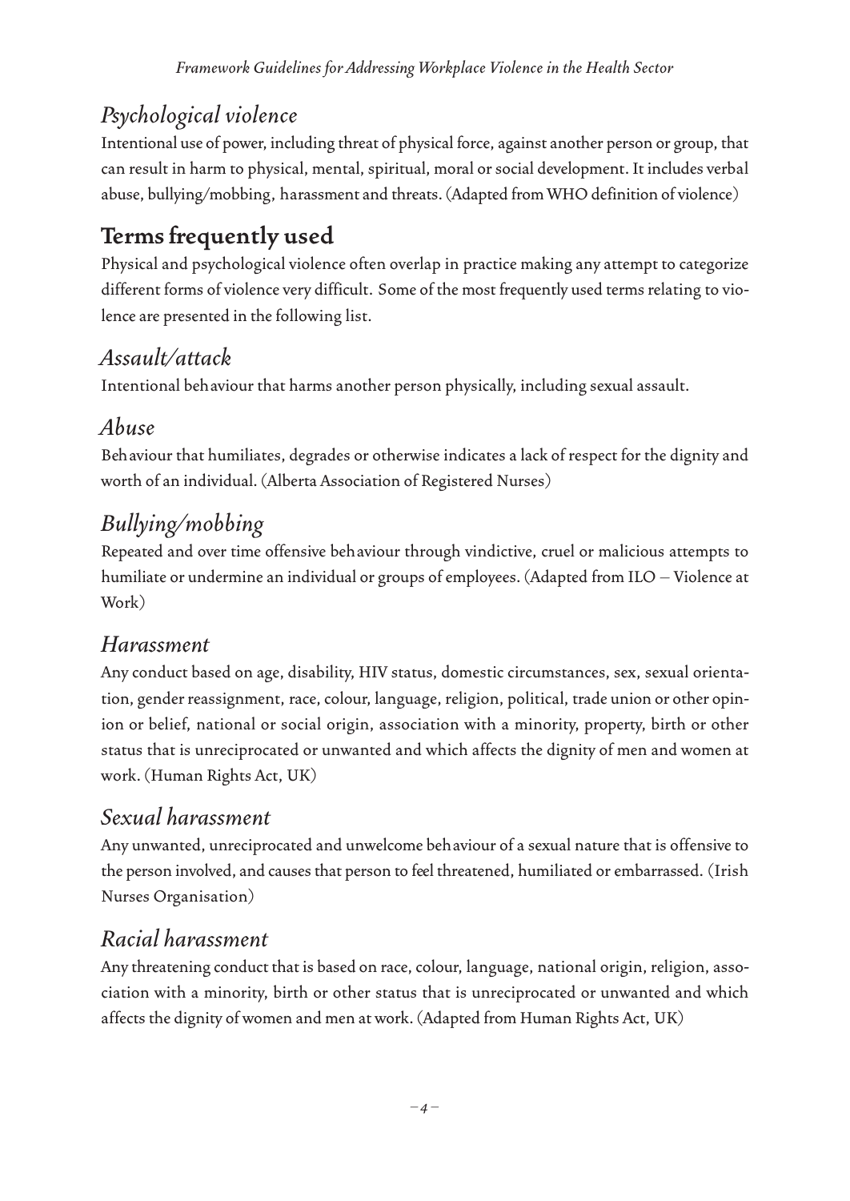### *Psychological violence*

Intentional use of power, including threat of physical force, against another person or group, that can result in harm to physical, mental, spiritual, moral or social development. It includes verbal abuse, bullying/mobbing, harassment and threats. (Adapted from WHO definition of violence)

## Terms frequently used

Physical and psychological violence often overlap in practice making any attempt to categorize different forms of violence very difficult. Some of the most frequently used terms relating to violence are presented in the following list.

### *Assault/attack*

Intentional behaviour that harms another person physically, including sexual assault.

### *Abuse*

Behaviour that humiliates, degrades or otherwise indicates a lack of respect for the dignity and worth of an individual. (Alberta Association of Registered Nurses)

### *Bullying/mobbing*

Repeated and over time offensive behaviour through vindictive, cruel or malicious attempts to humiliate or undermine an individual or groups of employees. (Adapted from ILO – Violence at Work)

### *Harassment*

Any conduct based on age, disability, HIV status, domestic circumstances, sex, sexual orientation, gender reassignment, race, colour, language, religion, political, trade union or other opinion or belief, national or social origin, association with a minority, property, birth or other status that is unreciprocated or unwanted and which affects the dignity of men and women at work. (Human Rights Act, UK)

### *Sexual harassment*

Any unwanted, unreciprocated and unwelcome behaviour of a sexual nature that is offensive to the person involved, and causes that person to feel threatened, humiliated or embarrassed. (Irish Nurses Organisation)

### *Racial harassment*

Any threatening conduct that is based on race, colour, language, national origin, religion, association with a minority, birth or other status that is unreciprocated or unwanted and which affects the dignity of women and men at work. (Adapted from Human Rights Act, UK)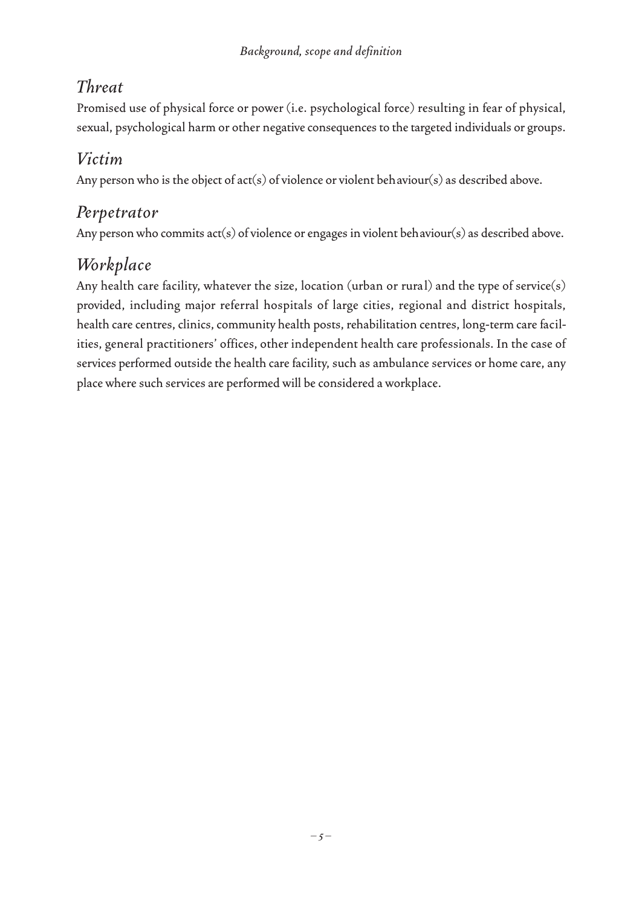## *Threat*

Promised use of physical force or power (i.e. psychological force) resulting in fear of physical, sexual, psychological harm or other negative consequences to the targeted individuals or groups.

## *Victim*

Any person who is the object of act(s) of violence or violent behaviour(s) as described above.

## *Perpetrator*

Any person who commits act(s) of violence or engages in violent behaviour(s) as described above.

## *Workplace*

Any health care facility, whatever the size, location (urban or rural) and the type of service(s) provided, including major referral hospitals of large cities, regional and district hospitals, health care centres, clinics, community health posts, rehabilitation centres, long-term care facilities, general practitioners' offices, other independent health care professionals. In the case of services performed outside the health care facility, such as ambulance services or home care, any place where such services are performed will be considered a workplace.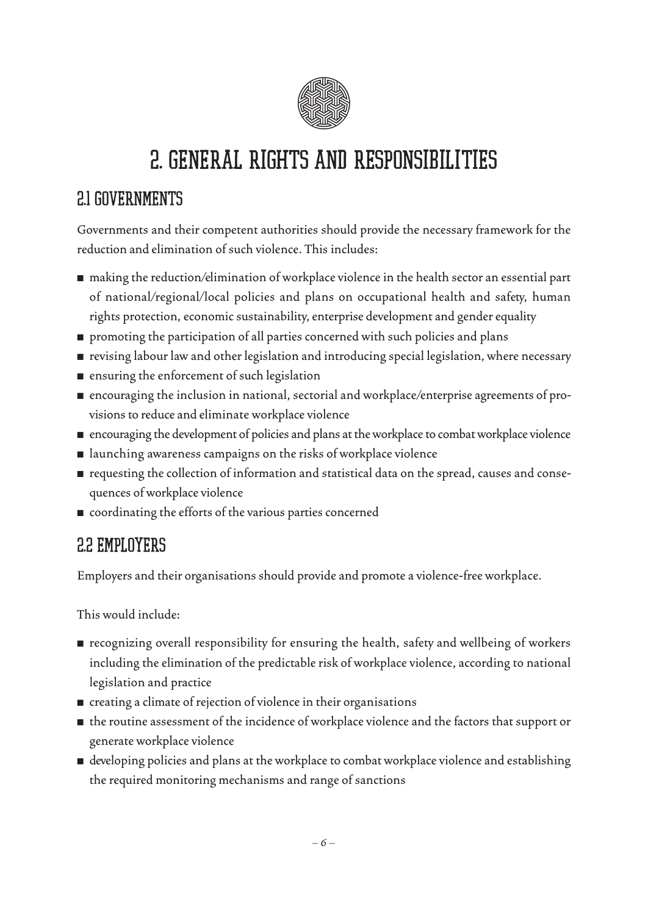# 2. GENERAL RIGHTS AND RESPONSIBILITIES

## 2.1 GOVERNMENTS

Governments and their competent authorities should provide the necessary framework for the reduction and elimination of such violence. This includes:

- making the reduction/elimination of workplace violence in the health sector an essential part of national/regional/local policies and plans on occupational health and safety, human rights protection, economic sustainability, enterprise development and gender equality
- promoting the participation of all parties concerned with such policies and plans
- revising labour law and other legislation and introducing special legislation, where necessary
- ensuring the enforcement of such legislation
- encouraging the inclusion in national, sectorial and workplace/enterprise agreements of provisions to reduce and eliminate workplace violence
- encouraging the development of policies and plans at the workplace to combat workplace violence
- launching awareness campaigns on the risks of workplace violence
- requesting the collection of information and statistical data on the spread, causes and consequences of workplace violence
- coordinating the efforts of the various parties concerned

## 2.2 EMPLOYERS

Employers and their organisations should provide and promote a violence-free workplace.

This would include:

- recognizing overall responsibility for ensuring the health, safety and wellbeing of workers including the elimination of the predictable risk of workplace violence, according to national legislation and practice
- creating a climate of rejection of violence in their organisations
- the routine assessment of the incidence of workplace violence and the factors that support or generate workplace violence
- developing policies and plans at the workplace to combat workplace violence and establishing the required monitoring mechanisms and range of sanctions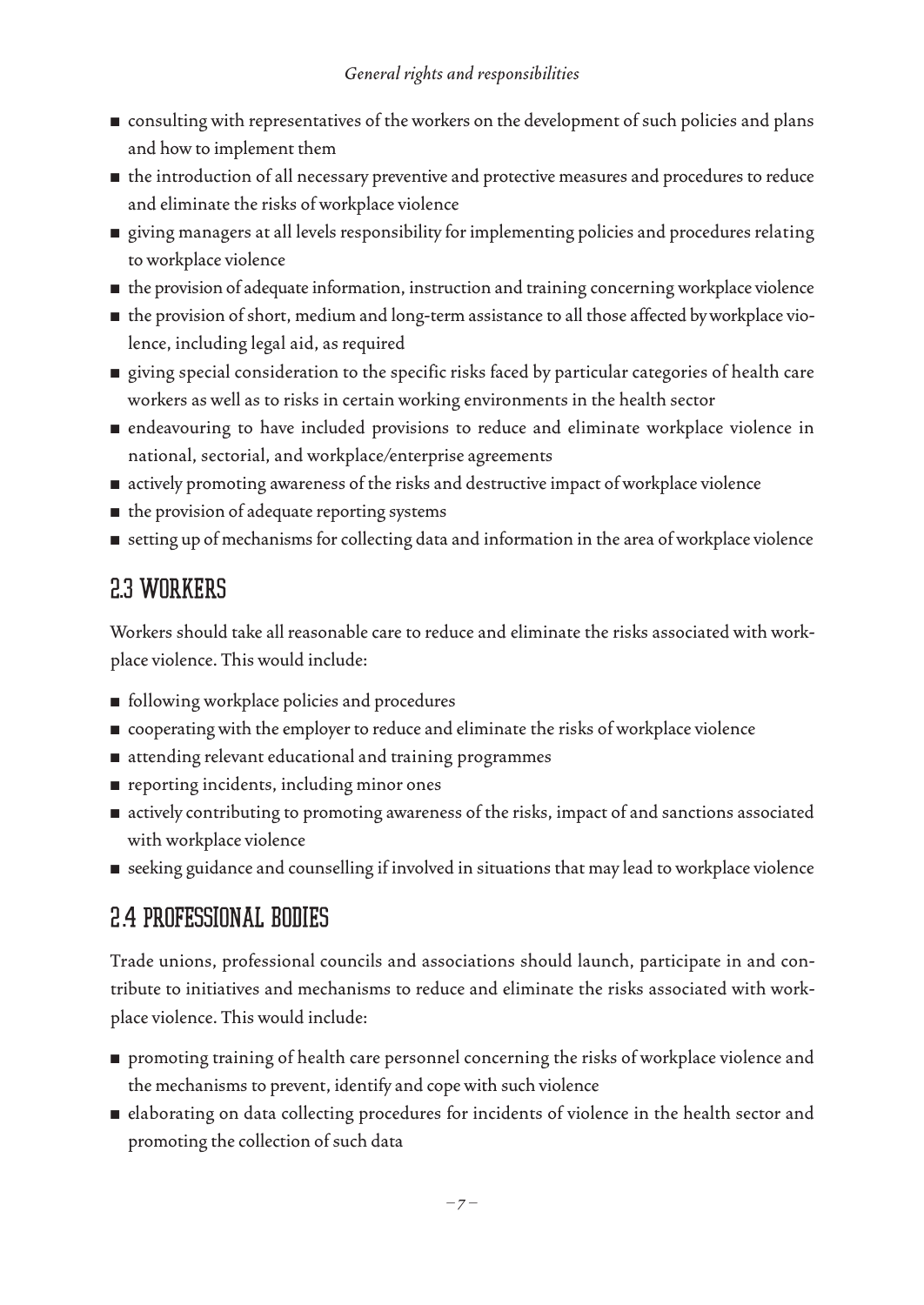- consulting with representatives of the workers on the development of such policies and plans and how to implement them
- the introduction of all necessary preventive and protective measures and procedures to reduce and eliminate the risks of workplace violence
- giving managers at all levels responsibility for implementing policies and procedures relating to workplace violence
- the provision of adequate information, instruction and training concerning workplace violence
- the provision of short, medium and long-term assistance to all those affected by workplace violence, including legal aid, as required
- giving special consideration to the specific risks faced by particular categories of health care workers as well as to risks in certain working environments in the health sector
- endeavouring to have included provisions to reduce and eliminate workplace violence in national, sectorial, and workplace/enterprise agreements
- actively promoting awareness of the risks and destructive impact of workplace violence
- the provision of adequate reporting systems
- setting up of mechanisms for collecting data and information in the area of workplace violence

## 2.3 WORKERS

Workers should take all reasonable care to reduce and eliminate the risks associated with workplace violence. This would include:

- following workplace policies and procedures
- cooperating with the employer to reduce and eliminate the risks of workplace violence
- attending relevant educational and training programmes
- reporting incidents, including minor ones
- actively contributing to promoting awareness of the risks, impact of and sanctions associated with workplace violence
- seeking guidance and counselling if involved in situations that may lead to workplace violence

## 2.4 PROFESSIONAL BODIES

Trade unions, professional councils and associations should launch, participate in and contribute to initiatives and mechanisms to reduce and eliminate the risks associated with workplace violence. This would include:

- promoting training of health care personnel concerning the risks of workplace violence and the mechanisms to prevent, identify and cope with such violence
- elaborating on data collecting procedures for incidents of violence in the health sector and promoting the collection of such data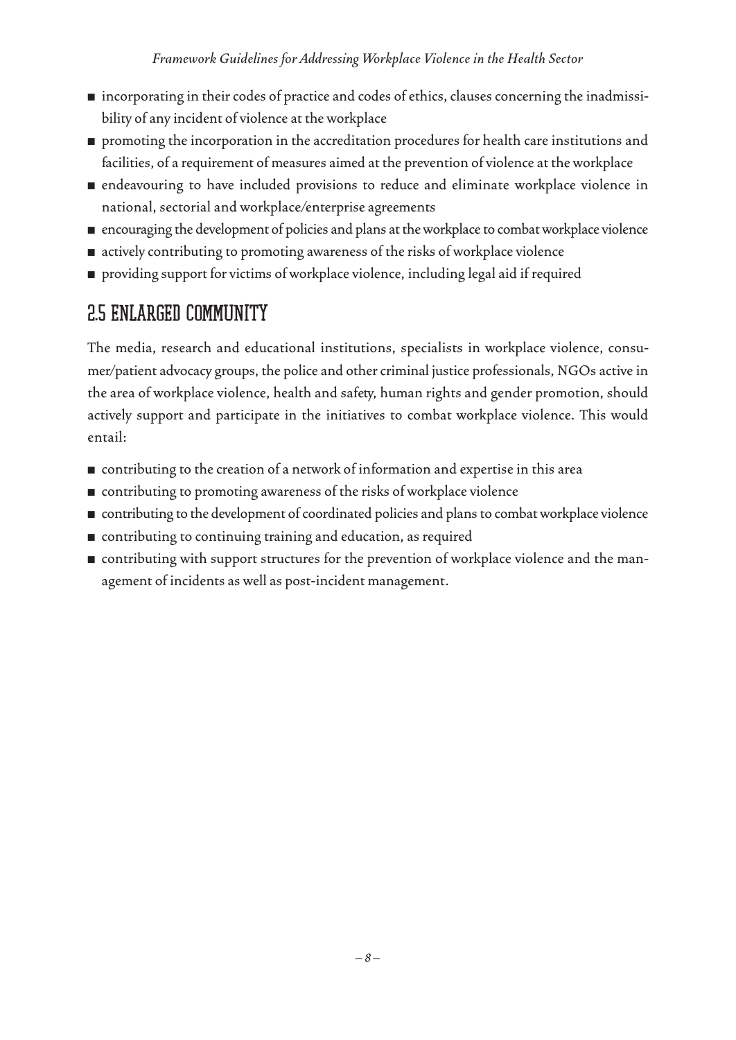- incorporating in their codes of practice and codes of ethics, clauses concerning the inadmissibility of any incident of violence at the workplace
- promoting the incorporation in the accreditation procedures for health care institutions and facilities, of a requirement of measures aimed at the prevention of violence at the workplace
- endeavouring to have included provisions to reduce and eliminate workplace violence in national, sectorial and workplace/enterprise agreements
- encouraging the development of policies and plans at the workplace to combat workplace violence
- actively contributing to promoting awareness of the risks of workplace violence
- providing support for victims of workplace violence, including legal aid if required

## 2.5 ENLARGED COMMUNITY

The media, research and educational institutions, specialists in workplace violence, consumer/patient advocacy groups, the police and other criminal justice professionals, NGOs active in the area of workplace violence, health and safety, human rights and gender promotion, should actively support and participate in the initiatives to combat workplace violence. This would entail:

- contributing to the creation of a network of information and expertise in this area
- contributing to promoting awareness of the risks of workplace violence
- contributing to the development of coordinated policies and plans to combat workplace violence
- contributing to continuing training and education, as required
- contributing with support structures for the prevention of workplace violence and the management of incidents as well as post-incident management.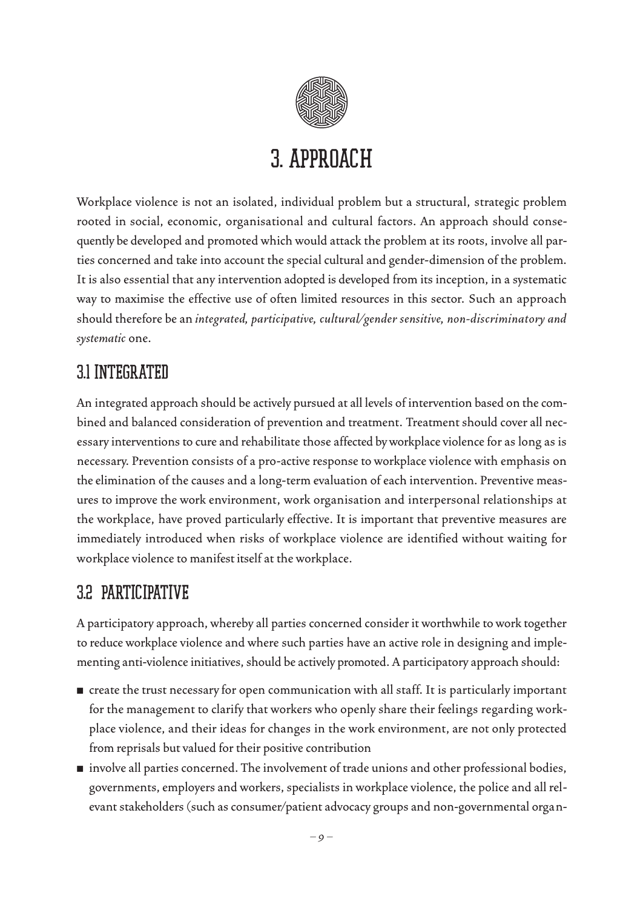# 3. APPROACH

Workplace violence is not an isolated, individual problem but a structural, strategic problem rooted in social, economic, organisational and cultural factors. An approach should consequently be developed and promoted which would attack the problem at its roots, involve all parties concerned and take into account the special cultural and gender-dimension of the problem. It is also essential that any intervention adopted is developed from its inception, in a systematic way to maximise the effective use of often limited resources in this sector. Such an approach should therefore be an *integrated, participative, cultural/gender sensitive, non-discriminatory and systematic* one.

## 3.1 INTEGRATED

An integrated approach should be actively pursued at all levels of intervention based on the combined and balanced consideration of prevention and treatment. Treatment should cover all necessary interventions to cure and rehabilitate those affected by workplace violence for as long as is necessary. Prevention consists of a pro-active response to workplace violence with emphasis on the elimination of the causes and a long-term evaluation of each intervention. Preventive measures to improve the work environment, work organisation and interpersonal relationships at the workplace, have proved particularly effective. It is important that preventive measures are immediately introduced when risks of workplace violence are identified without waiting for workplace violence to manifest itself at the workplace.

## 3.2 PARTICIPATIVE

A participatory approach, whereby all parties concerned consider it worthwhile to work together to reduce workplace violence and where such parties have an active role in designing and implementing anti-violence initiatives, should be actively promoted. A participatory approach should:

- create the trust necessary for open communication with all staff. It is particularly important for the management to clarify that workers who openly share their feelings regarding workplace violence, and their ideas for changes in the work environment, are not only protected from reprisals but valued for their positive contribution
- involve all parties concerned. The involvement of trade unions and other professional bodies, governments, employers and workers, specialists in workplace violence, the police and all relevant stakeholders (such as consumer/patient advocacy groups and non-governmental organ-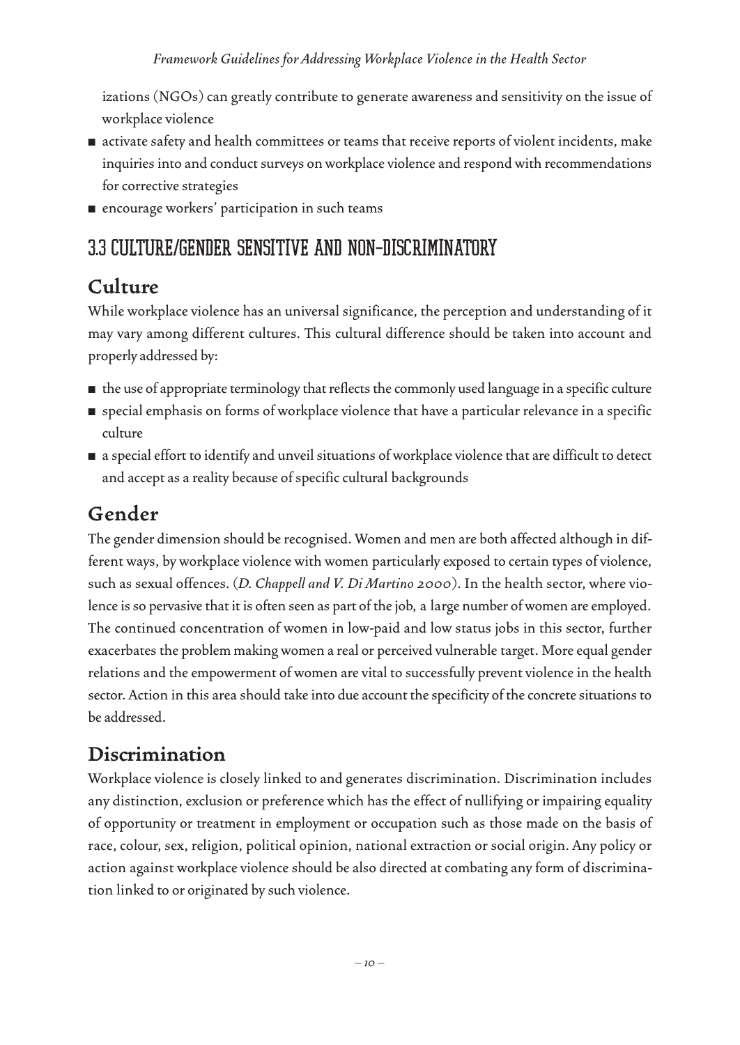izations (NGOs) can greatly contribute to generate awareness and sensitivity on the issue of workplace violence

- activate safety and health committees or teams that receive reports of violent incidents, make inquiries into and conduct surveys on workplace violence and respond with recommendations for corrective strategies
- encourage workers' participation in such teams

## 3.3 CULTURE/GENDER SENSITIVE AND NON-DISCRIMINATORY

### Culture

While workplace violence has an universal significance, the perception and understanding of it may vary among different cultures. This cultural difference should be taken into account and properly addressed by:

- the use of appropriate terminology that reflects the commonly used language in a specific culture
- special emphasis on forms of workplace violence that have a particular relevance in a specific culture
- a special effort to identify and unveil situations of workplace violence that are difficult to detect and accept as a reality because of specific cultural backgrounds

### Gender

The gender dimension should be recognised. Women and men are both affected although in different ways, by workplace violence with women particularly exposed to certain types of violence, such as sexual offences. (*D. Chappell and V. Di Martino 2000*). In the health sector, where violence is so pervasive that it is often seen as part of the job, a large number of women are employed. The continued concentration of women in low-paid and low status jobs in this sector, further exacerbates the problem making women a real or perceived vulnerable target. More equal gender relations and the empowerment of women are vital to successfully prevent violence in the health sector. Action in this area should take into due account the specificity of the concrete situations to be addressed.

### Discrimination

Workplace violence is closely linked to and generates discrimination. Discrimination includes any distinction, exclusion or preference which has the effect of nullifying or impairing equality of opportunity or treatment in employment or occupation such as those made on the basis of race, colour, sex, religion, political opinion, national extraction or social origin. Any policy or action against workplace violence should be also directed at combating any form of discrimination linked to or originated by such violence.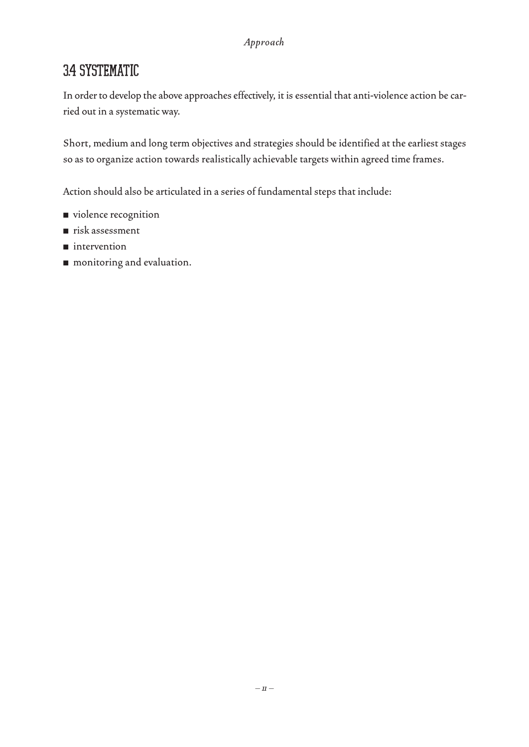## 3.4 SYSTEMATIC

In order to develop the above approaches effectively, it is essential that anti-violence action be carried out in a systematic way.

Short, medium and long term objectives and strategies should be identified at the earliest stages so as to organize action towards realistically achievable targets within agreed time frames.

Action should also be articulated in a series of fundamental steps that include:

- violence recognition
- risk assessment
- intervention
- monitoring and evaluation.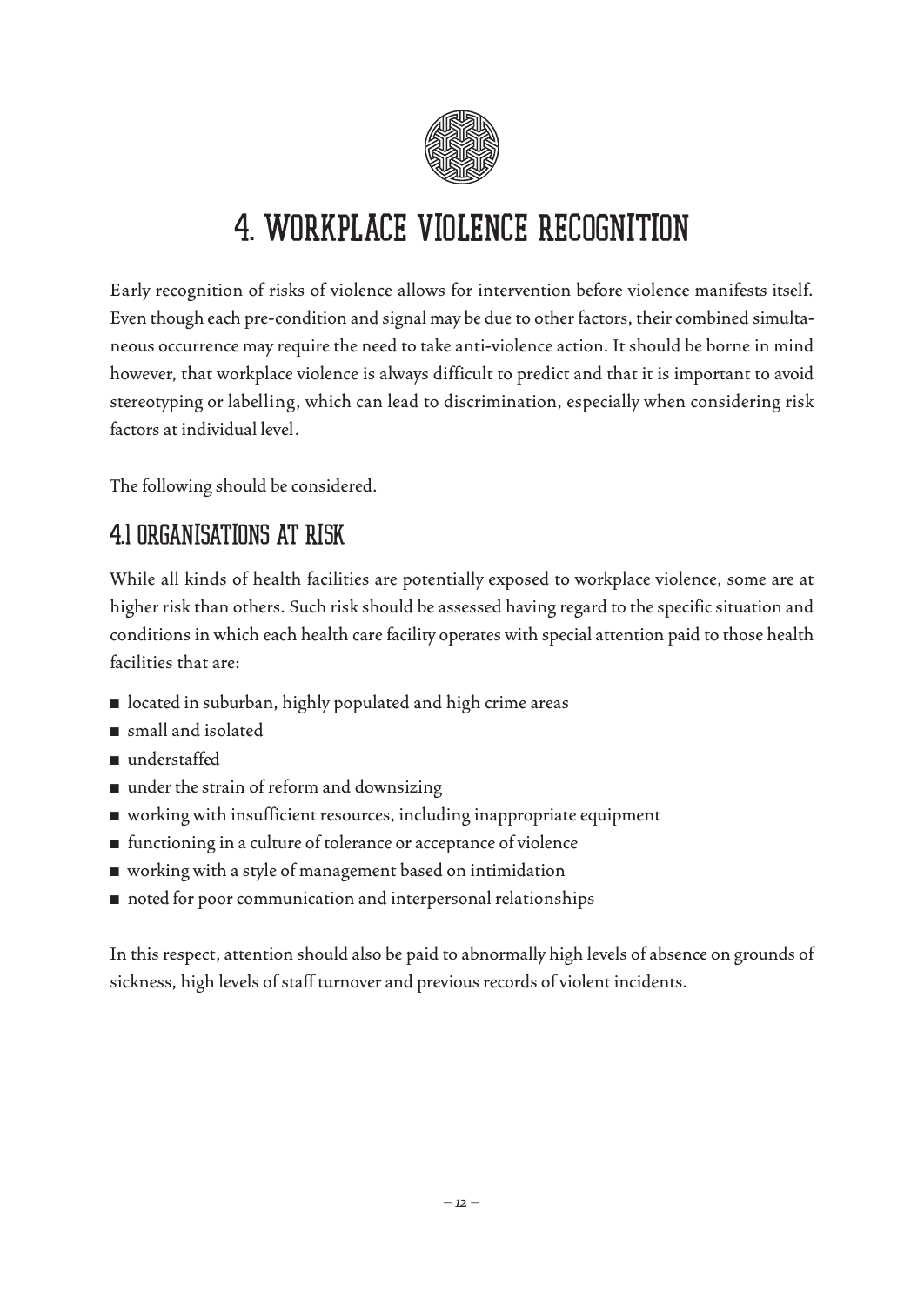# 4. WORKPLACE VIOLENCE RECOGNITION

Early recognition of risks of violence allows for intervention before violence manifests itself. Even though each pre-condition and signal may be due to other factors, their combined simultaneous occurrence may require the need to take anti-violence action. It should be borne in mind however, that workplace violence is always difficult to predict and that it is important to avoid stereotyping or labelling, which can lead to discrimination, especially when considering risk factors at individual level.

The following should be considered.

## 4.1 ORGANISATIONS AT RISK

While all kinds of health facilities are potentially exposed to workplace violence, some are at higher risk than others. Such risk should be assessed having regard to the specific situation and conditions in which each health care facility operates with special attention paid to those health facilities that are:

- located in suburban, highly populated and high crime areas
- small and isolated
- understaffed
- under the strain of reform and downsizing
- working with insufficient resources, including inappropriate equipment
- functioning in a culture of tolerance or acceptance of violence
- working with a style of management based on intimidation
- noted for poor communication and interpersonal relationships

In this respect, attention should also be paid to abnormally high levels of absence on grounds of sickness, high levels of staff turnover and previous records of violent incidents.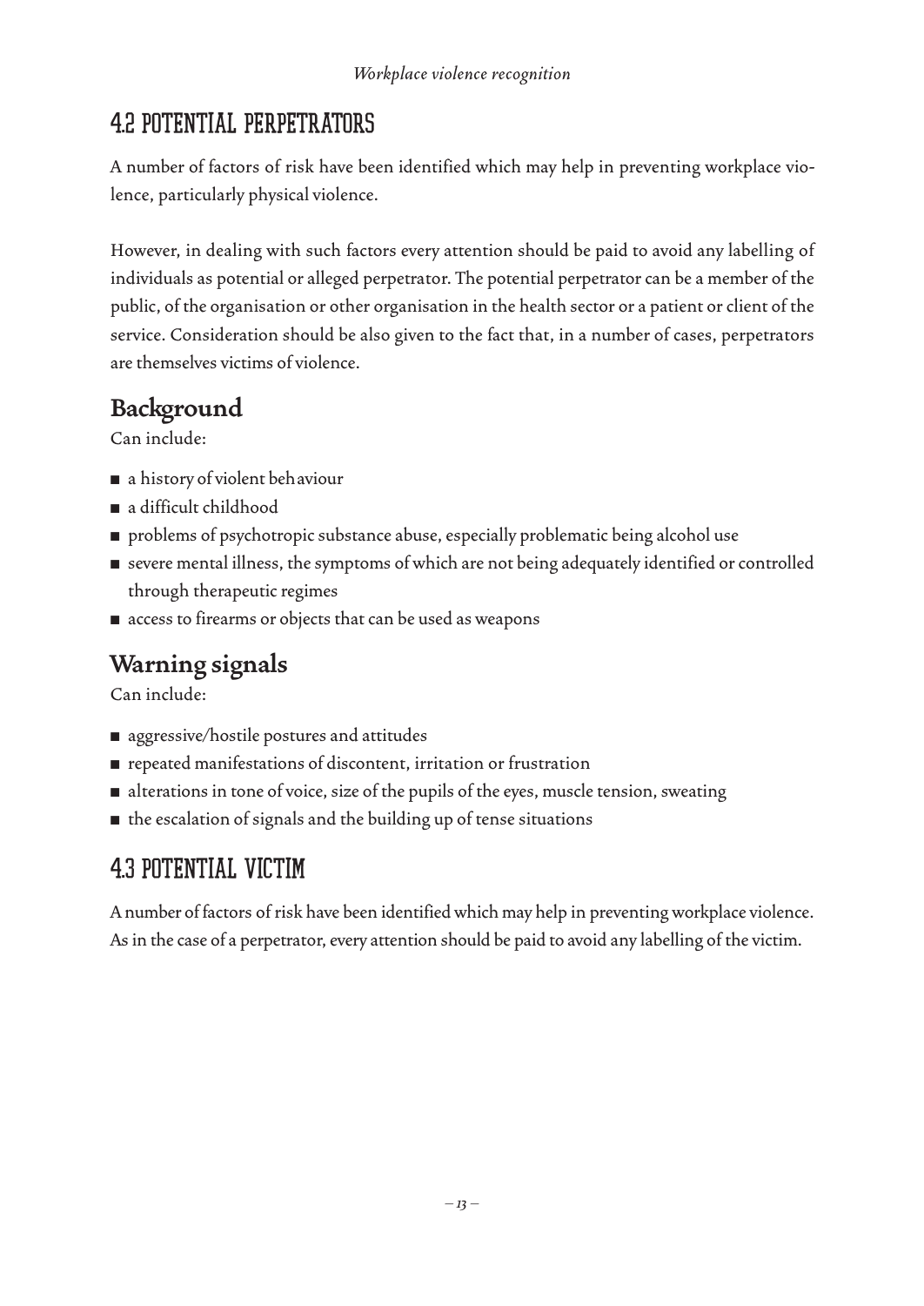## 4.2 POTENTIAL PERPETRATORS

A number of factors of risk have been identified which may help in preventing workplace violence, particularly physical violence.

However, in dealing with such factors every attention should be paid to avoid any labelling of individuals as potential or alleged perpetrator. The potential perpetrator can be a member of the public, of the organisation or other organisation in the health sector or a patient or client of the service. Consideration should be also given to the fact that, in a number of cases, perpetrators are themselves victims of violence.

### Background

Can include:

- a history of violent behaviour
- a difficult childhood
- problems of psychotropic substance abuse, especially problematic being alcohol use
- severe mental illness, the symptoms of which are not being adequately identified or controlled through therapeutic regimes
- access to firearms or objects that can be used as weapons

### Warning signals

Can include:

- aggressive/hostile postures and attitudes
- repeated manifestations of discontent, irritation or frustration
- alterations in tone of voice, size of the pupils of the eyes, muscle tension, sweating
- the escalation of signals and the building up of tense situations

## 4.3 POTENTIAL VICTIM

A number of factors of risk have been identified which may help in preventing workplace violence. As in the case of a perpetrator, every attention should be paid to avoid any labelling of the victim.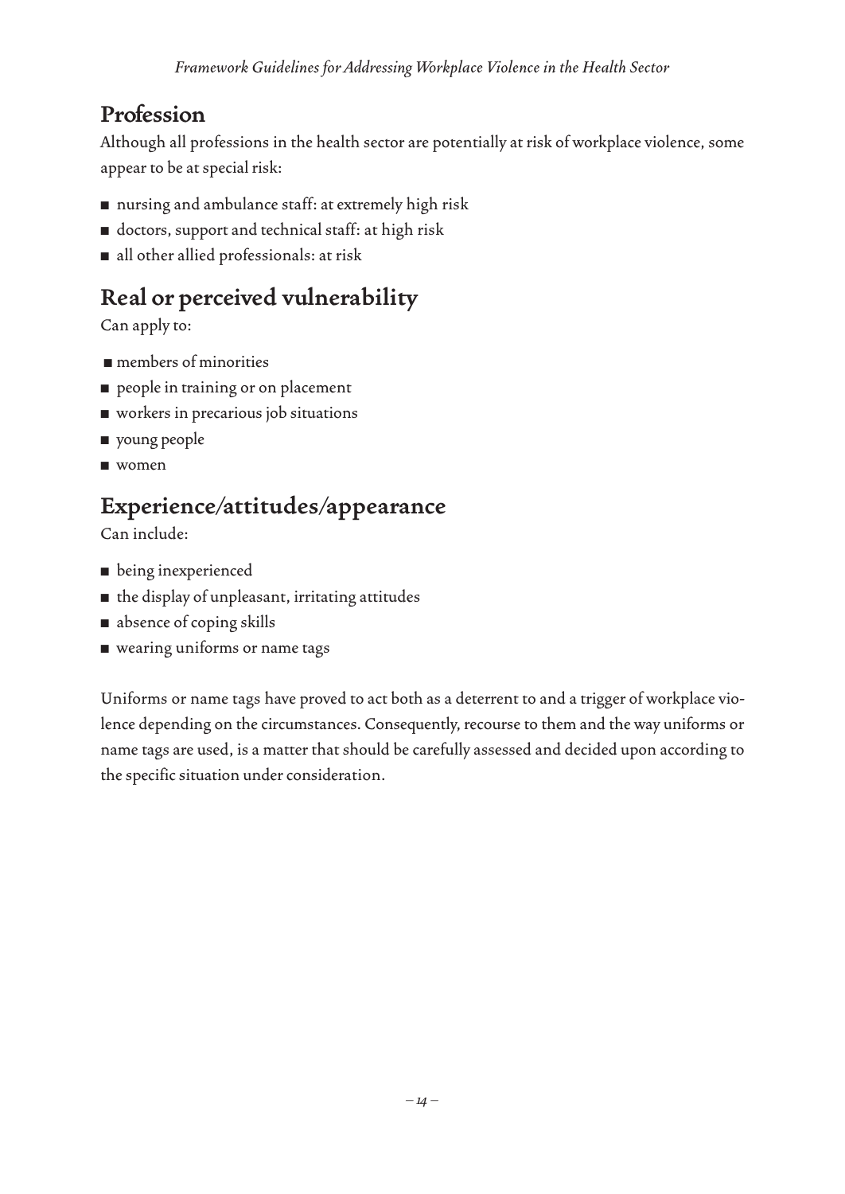## Profession

Although all professions in the health sector are potentially at risk of workplace violence, some appear to be at special risk:

- nursing and ambulance staff: at extremely high risk
- doctors, support and technical staff: at high risk
- all other allied professionals: at risk

## Real or perceived vulnerability

Can apply to:

- members of minorities
- people in training or on placement
- workers in precarious job situations
- young people
- women

## Experience/attitudes/appearance

Can include:

- being inexperienced
- the display of unpleasant, irritating attitudes
- absence of coping skills
- wearing uniforms or name tags

Uniforms or name tags have proved to act both as a deterrent to and a trigger of workplace violence depending on the circumstances. Consequently, recourse to them and the way uniforms or name tags are used, is a matter that should be carefully assessed and decided upon according to the specific situation under consideration.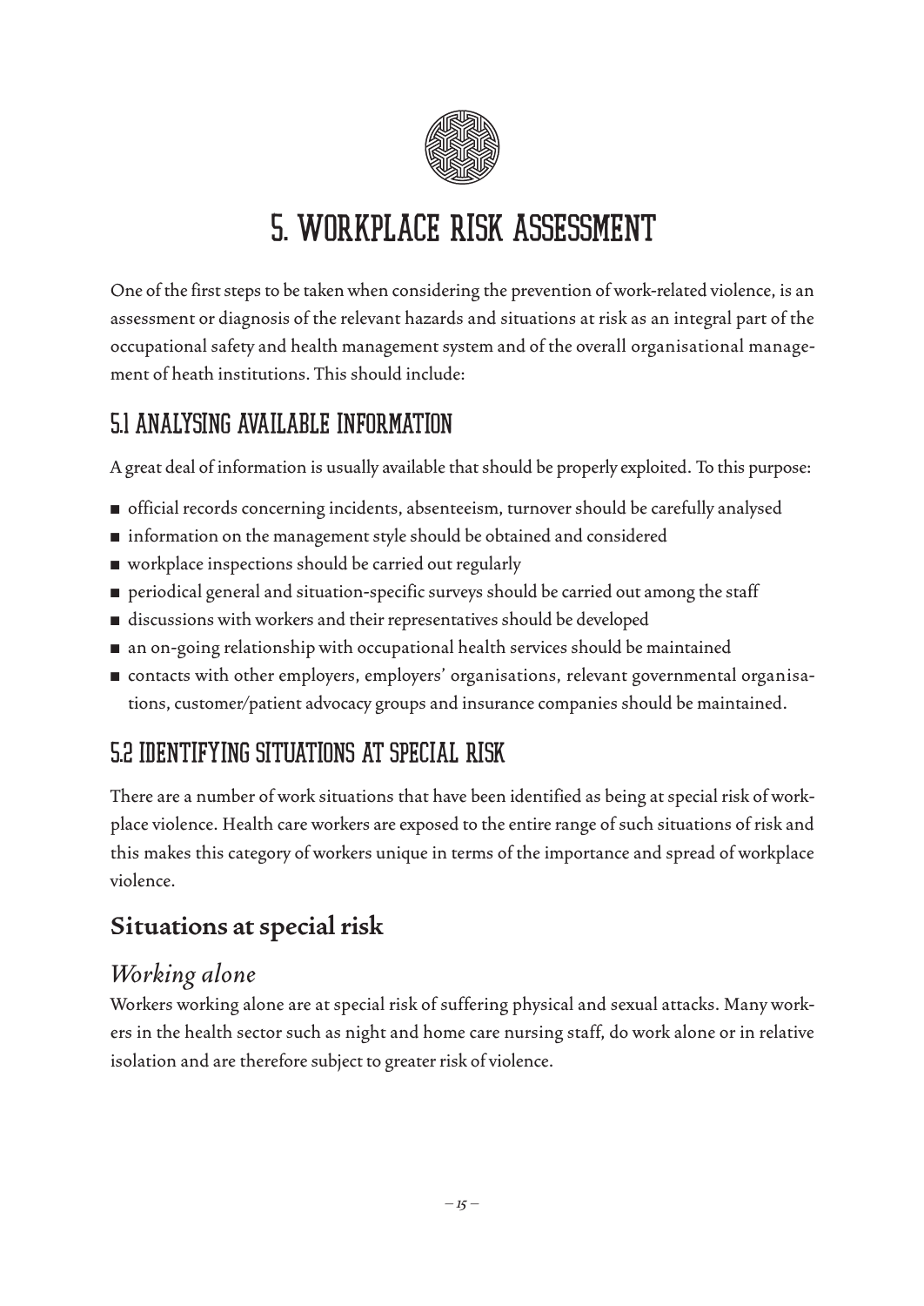# 5. WORKPLACE RISK ASSESSMENT

One of the first steps to be taken when considering the prevention of work-related violence, is an assessment or diagnosis of the relevant hazards and situations at risk as an integral part of the occupational safety and health management system and of the overall organisational management of heath institutions. This should include:

## 5.1 ANALYSING AVAILABLE INFORMATION

A great deal of information is usually available that should be properly exploited. To this purpose:

- official records concerning incidents, absenteeism, turnover should be carefully analysed
- information on the management style should be obtained and considered
- workplace inspections should be carried out regularly
- periodical general and situation-specific surveys should be carried out among the staff
- discussions with workers and their representatives should be developed
- an on-going relationship with occupational health services should be maintained
- contacts with other employers, employers' organisations, relevant governmental organisations, customer/patient advocacy groups and insurance companies should be maintained.

## 5.2 IDENTIFYING SITUATIONS AT SPECIAL RISK

There are a number of work situations that have been identified as being at special risk of workplace violence. Health care workers are exposed to the entire range of such situations of risk and this makes this category of workers unique in terms of the importance and spread of workplace violence.

### Situations at special risk

#### *Working alone*

Workers working alone are at special risk of suffering physical and sexual attacks. Many workers in the health sector such as night and home care nursing staff, do work alone or in relative isolation and are therefore subject to greater risk of violence.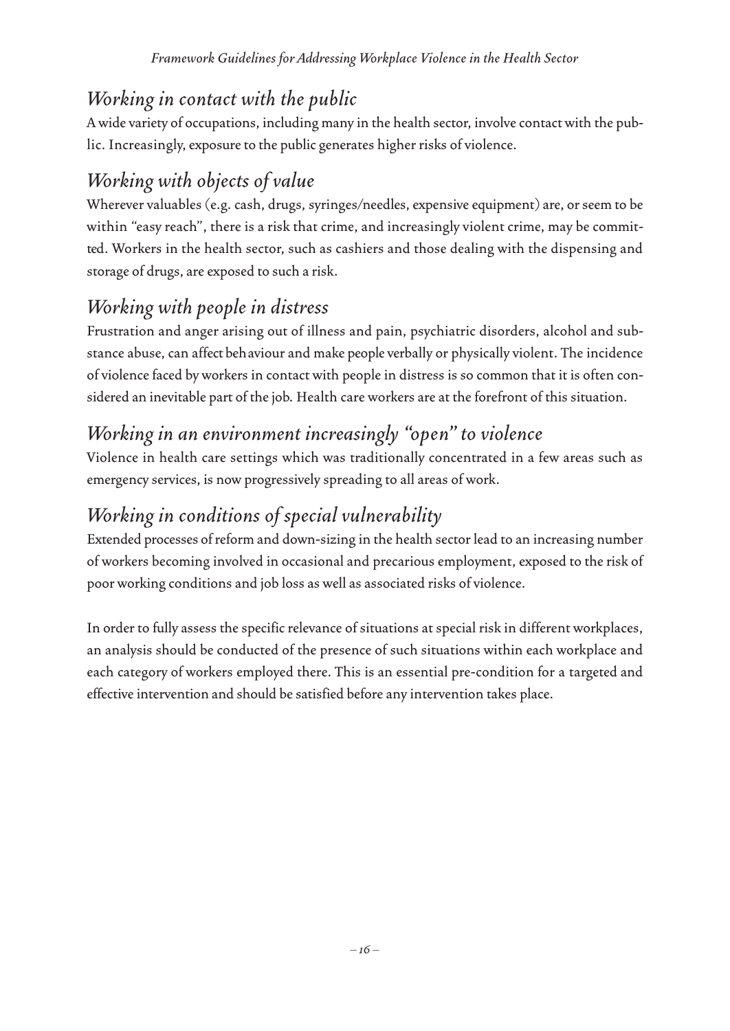## *Working in contact with the public*

A wide variety of occupations, including many in the health sector, involve contact with the public. Increasingly, exposure to the public generates higher risks of violence.

## *Working with objects of value*

Wherever valuables (e.g. cash, drugs, syringes/needles, expensive equipment) are, or seem to be within "easy reach", there is a risk that crime, and increasingly violent crime, may be committed. Workers in the health sector, such as cashiers and those dealing with the dispensing and storage of drugs, are exposed to such a risk.

## *Working with people in distress*

Frustration and anger arising out of illness and pain, psychiatric disorders, alcohol and substance abuse, can affect behaviour and make people verbally or physically violent. The incidence of violence faced by workers in contact with people in distress is so common that it is often considered an inevitable part of the job. Health care workers are at the forefront of this situation.

## *Working in an environment increasingly "open" to violence*

Violence in health care settings which was traditionally concentrated in a few areas such as emergency services, is now progressively spreading to all areas of work.

## *Working in conditions of special vulnerability*

Extended processes of reform and down-sizing in the health sector lead to an increasing number of workers becoming involved in occasional and precarious employment, exposed to the risk of poor working conditions and job loss as well as associated risks of violence.

In order to fully assess the specific relevance of situations at special risk in different workplaces, an analysis should be conducted of the presence of such situations within each workplace and each category of workers employed there. This is an essential pre-condition for a targeted and effective intervention and should be satisfied before any intervention takes place.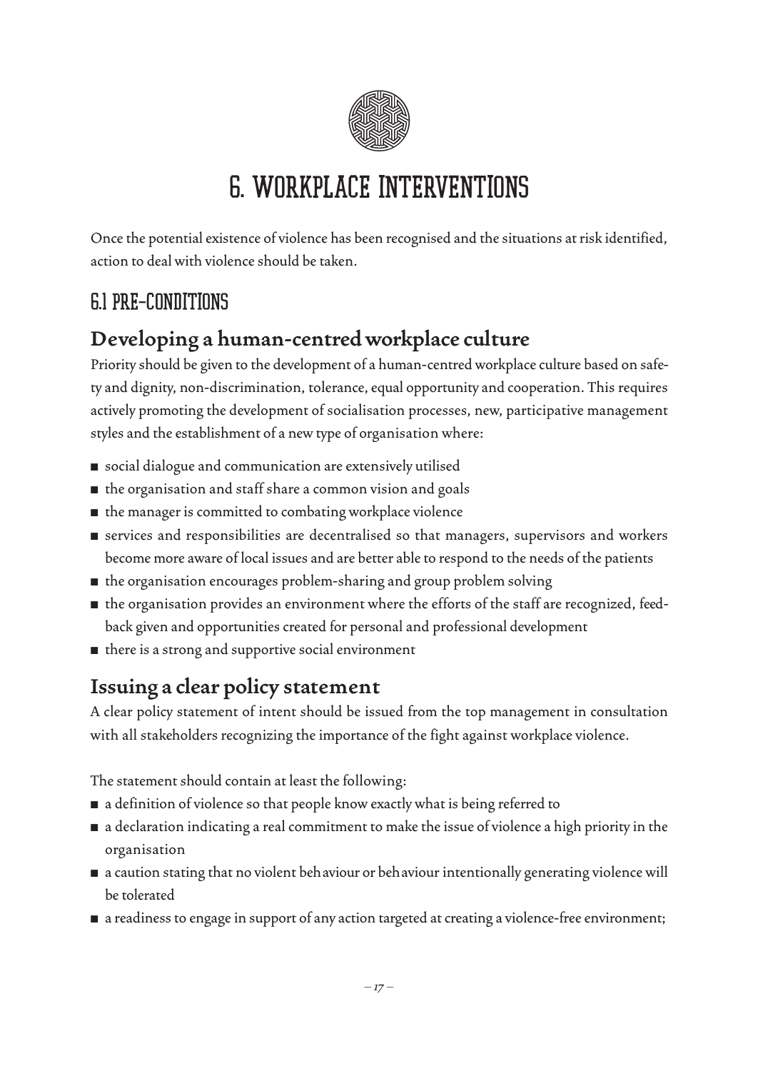# 6. WORKPLACE INTERVENTIONS

Once the potential existence of violence has been recognised and the situations at risk identified, action to deal with violence should be taken.

## 6.1 PRE-CONDITIONS

### Developing a human-centred workplace culture

Priority should be given to the development of a human-centred workplace culture based on safety and dignity, non-discrimination, tolerance, equal opportunity and cooperation. This requires actively promoting the development of socialisation processes, new, participative management styles and the establishment of a new type of organisation where:

- social dialogue and communication are extensively utilised
- the organisation and staff share a common vision and goals
- the manager is committed to combating workplace violence
- services and responsibilities are decentralised so that managers, supervisors and workers become more aware of local issues and are better able to respond to the needs of the patients
- the organisation encourages problem-sharing and group problem solving
- the organisation provides an environment where the efforts of the staff are recognized, feedback given and opportunities created for personal and professional development
- there is a strong and supportive social environment

### Issuing a clear policy statement

A clear policy statement of intent should be issued from the top management in consultation with all stakeholders recognizing the importance of the fight against workplace violence.

The statement should contain at least the following:

- a definition of violence so that people know exactly what is being referred to
- a declaration indicating a real commitment to make the issue of violence a high priority in the organisation
- a caution stating that no violent behaviour or behaviour intentionally generating violence will be tolerated
- a readiness to engage in support of any action targeted at creating a violence-free environment;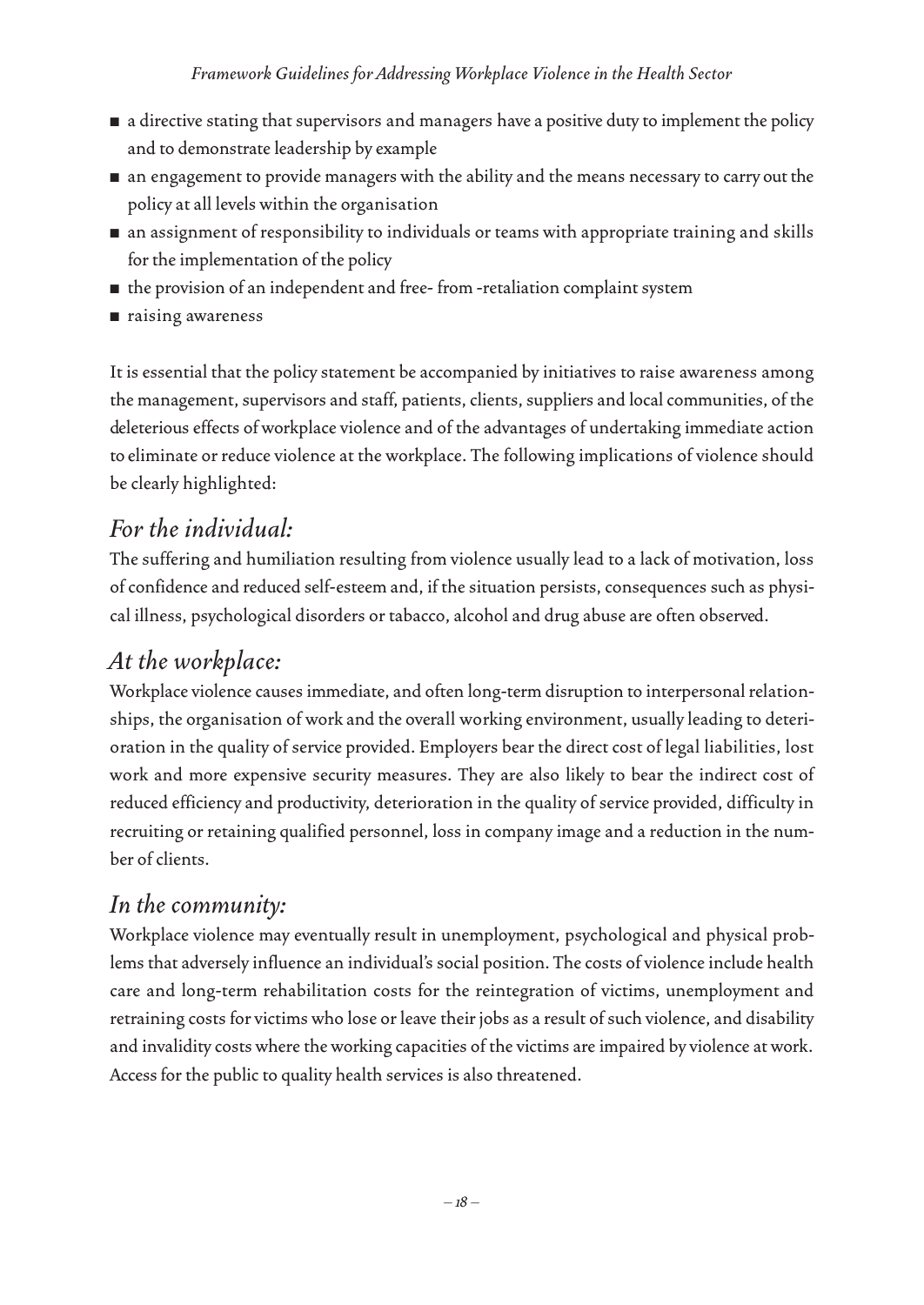- a directive stating that supervisors and managers have a positive duty to implement the policy and to demonstrate leadership by example
- an engagement to provide managers with the ability and the means necessary to carry out the policy at all levels within the organisation
- an assignment of responsibility to individuals or teams with appropriate training and skills for the implementation of the policy
- the provision of an independent and free- from -retaliation complaint system
- raising awareness

It is essential that the policy statement be accompanied by initiatives to raise awareness among the management, supervisors and staff, patients, clients, suppliers and local communities, of the deleterious effects of workplace violence and of the advantages of undertaking immediate action to eliminate or reduce violence at the workplace. The following implications of violence should be clearly highlighted:

## *For the individual:*

The suffering and humiliation resulting from violence usually lead to a lack of motivation, loss of confidence and reduced self-esteem and, if the situation persists, consequences such as physical illness, psychological disorders or tabacco, alcohol and drug abuse are often observed.

## *At the workplace:*

Workplace violence causes immediate, and often long-term disruption to interpersonal relationships, the organisation of work and the overall working environment, usually leading to deterioration in the quality of service provided. Employers bear the direct cost of legal liabilities, lost work and more expensive security measures. They are also likely to bear the indirect cost of reduced efficiency and productivity, deterioration in the quality of service provided, difficulty in recruiting or retaining qualified personnel, loss in company image and a reduction in the number of clients.

## *In the community:*

Workplace violence may eventually result in unemployment, psychological and physical problems that adversely influence an individual's social position. The costs of violence include health care and long-term rehabilitation costs for the reintegration of victims, unemployment and retraining costs for victims who lose or leave their jobs as a result of such violence, and disability and invalidity costs where the working capacities of the victims are impaired by violence at work. Access for the public to quality health services is also threatened.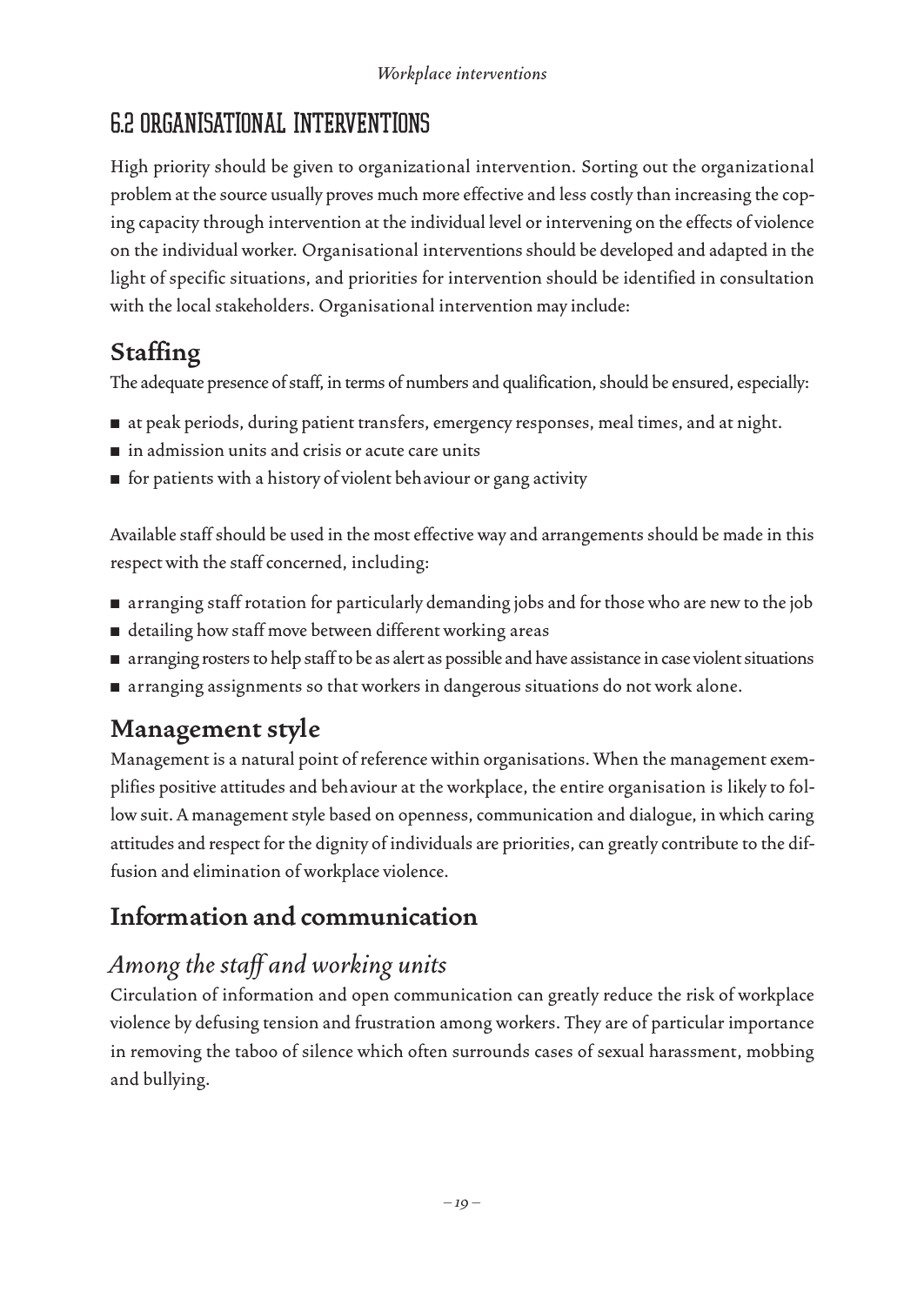## 6.2 ORGANISATIONAL INTERVENTIONS

High priority should be given to organizational intervention. Sorting out the organizational problem at the source usually proves much more effective and less costly than increasing the coping capacity through intervention at the individual level or intervening on the effects of violence on the individual worker. Organisational interventions should be developed and adapted in the light of specific situations, and priorities for intervention should be identified in consultation with the local stakeholders. Organisational intervention may include:

### Staffing

The adequate presence of staff, in terms of numbers and qualification, should be ensured, especially:

- at peak periods, during patient transfers, emergency responses, meal times, and at night.
- in admission units and crisis or acute care units
- for patients with a history of violent behaviour or gang activity

Available staff should be used in the most effective way and arrangements should be made in this respect with the staff concerned, including:

- arranging staff rotation for particularly demanding jobs and for those who are new to the job
- detailing how staff move between different working areas
- arranging rosters to help staff to be as alert as possible and have assistance in case violent situations
- arranging assignments so that workers in dangerous situations do not work alone.

### Management style

Management is a natural point of reference within organisations. When the management exemplifies positive attitudes and behaviour at the workplace, the entire organisation is likely to follow suit. A management style based on openness, communication and dialogue, in which caring attitudes and respect for the dignity of individuals are priorities, can greatly contribute to the diffusion and elimination of workplace violence.

### Information and communication

#### *Among the staff and working units*

Circulation of information and open communication can greatly reduce the risk of workplace violence by defusing tension and frustration among workers. They are of particular importance in removing the taboo of silence which often surrounds cases of sexual harassment, mobbing and bullying.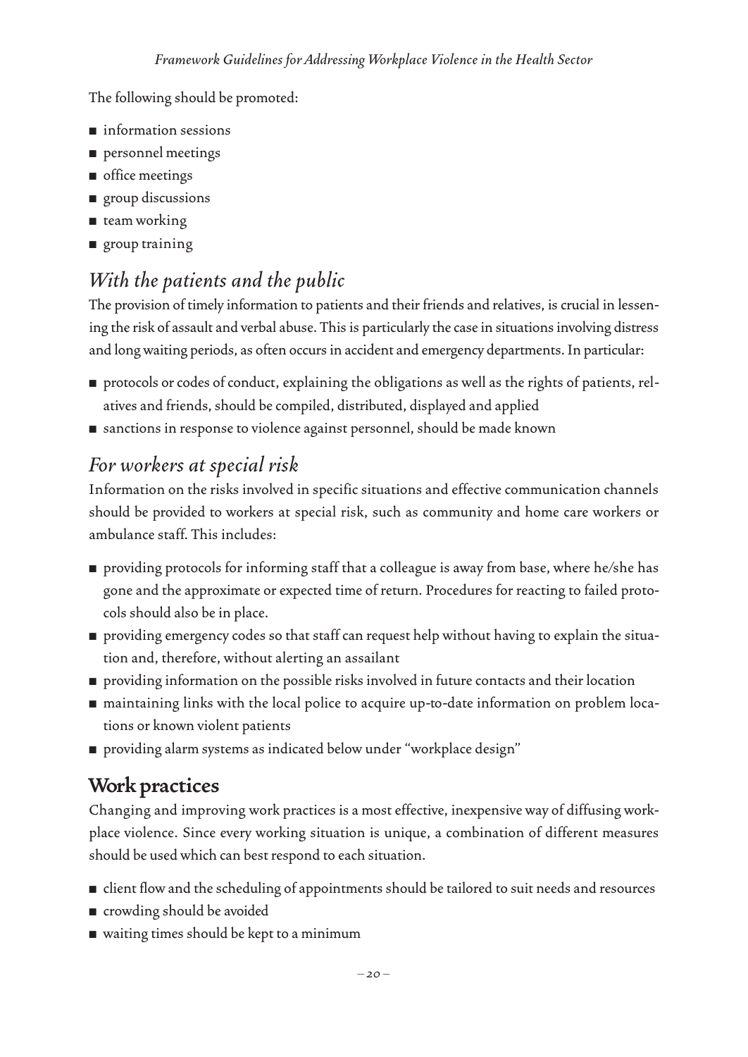The following should be promoted:

- information sessions
- personnel meetings
- office meetings
- group discussions
- team working
- group training

### *With the patients and the public*

The provision of timely information to patients and their friends and relatives, is crucial in lessening the risk of assault and verbal abuse. This is particularly the case in situations involving distress and long waiting periods, as often occurs in accident and emergency departments. In particular:

- protocols or codes of conduct, explaining the obligations as well as the rights of patients, relatives and friends, should be compiled, distributed, displayed and applied
- sanctions in response to violence against personnel, should be made known

### *For workers at special risk*

Information on the risks involved in specific situations and effective communication channels should be provided to workers at special risk, such as community and home care workers or ambulance staff. This includes:

- providing protocols for informing staff that a colleague is away from base, where he/she has gone and the approximate or expected time of return. Procedures for reacting to failed protocols should also be in place.
- providing emergency codes so that staff can request help without having to explain the situation and, therefore, without alerting an assailant
- providing information on the possible risks involved in future contacts and their location
- maintaining links with the local police to acquire up-to-date information on problem locations or known violent patients
- providing alarm systems as indicated below under "workplace design"

## Work practices

Changing and improving work practices is a most effective, inexpensive way of diffusing workplace violence. Since every working situation is unique, a combination of different measures should be used which can best respond to each situation.

- client flow and the scheduling of appointments should be tailored to suit needs and resources
- crowding should be avoided
- waiting times should be kept to a minimum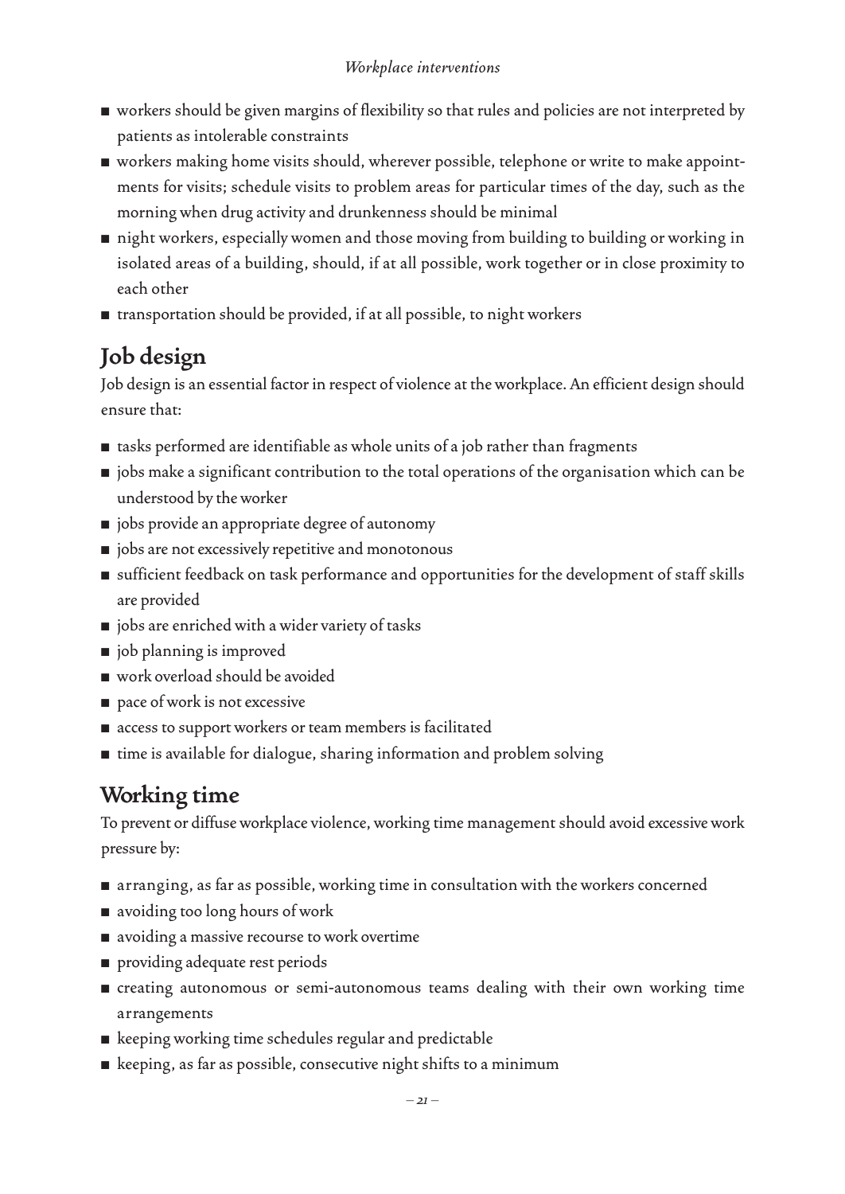- workers should be given margins of flexibility so that rules and policies are not interpreted by patients as intolerable constraints
- workers making home visits should, wherever possible, telephone or write to make appointments for visits; schedule visits to problem areas for particular times of the day, such as the morning when drug activity and drunkenness should be minimal
- night workers, especially women and those moving from building to building or working in isolated areas of a building, should, if at all possible, work together or in close proximity to each other
- transportation should be provided, if at all possible, to night workers

## Job design

Job design is an essential factor in respect of violence at the workplace. An efficient design should ensure that:

- tasks performed are identifiable as whole units of a job rather than fragments
- jobs make a significant contribution to the total operations of the organisation which can be understood by the worker
- jobs provide an appropriate degree of autonomy
- jobs are not excessively repetitive and monotonous
- sufficient feedback on task performance and opportunities for the development of staff skills are provided
- jobs are enriched with a wider variety of tasks
- job planning is improved
- work overload should be avoided
- pace of work is not excessive
- access to support workers or team members is facilitated
- time is available for dialogue, sharing information and problem solving

## Working time

To prevent or diffuse workplace violence, working time management should avoid excessive work pressure by:

- arranging, as far as possible, working time in consultation with the workers concerned
- avoiding too long hours of work
- avoiding a massive recourse to work overtime
- providing adequate rest periods
- creating autonomous or semi-autonomous teams dealing with their own working time arrangements
- keeping working time schedules regular and predictable
- keeping, as far as possible, consecutive night shifts to a minimum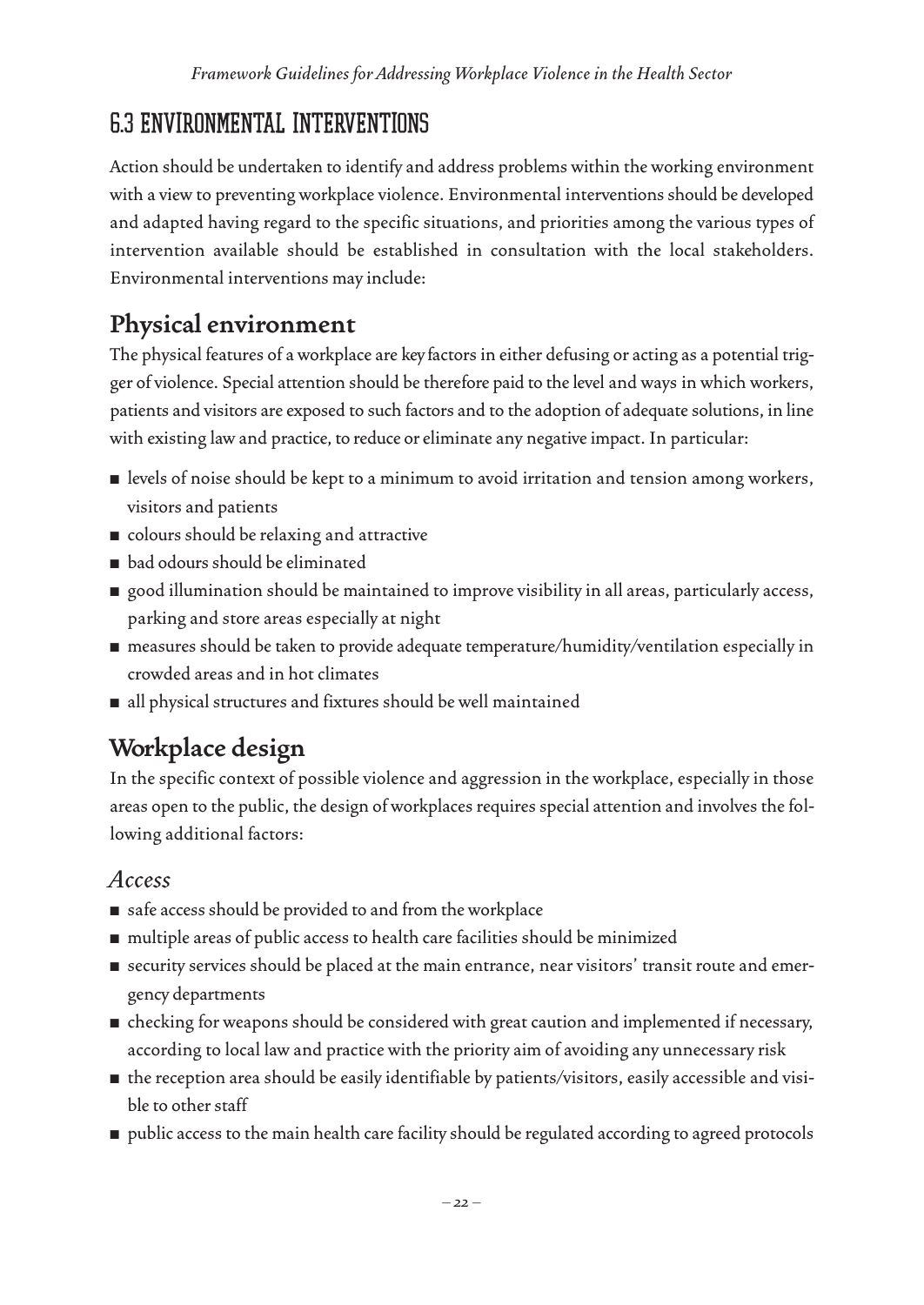## 6.3 ENVIRONMENTAL INTERVENTIONS

Action should be undertaken to identify and address problems within the working environment with a view to preventing workplace violence. Environmental interventions should be developed and adapted having regard to the specific situations, and priorities among the various types of intervention available should be established in consultation with the local stakeholders. Environmental interventions may include:

### Physical environment

The physical features of a workplace are key factors in either defusing or acting as a potential trigger of violence. Special attention should be therefore paid to the level and ways in which workers, patients and visitors are exposed to such factors and to the adoption of adequate solutions, in line with existing law and practice, to reduce or eliminate any negative impact. In particular:

- levels of noise should be kept to a minimum to avoid irritation and tension among workers, visitors and patients
- colours should be relaxing and attractive
- bad odours should be eliminated
- good illumination should be maintained to improve visibility in all areas, particularly access, parking and store areas especially at night
- measures should be taken to provide adequate temperature/humidity/ventilation especially in crowded areas and in hot climates
- all physical structures and fixtures should be well maintained

### Workplace design

In the specific context of possible violence and aggression in the workplace, especially in those areas open to the public, the design of workplaces requires special attention and involves the following additional factors:

#### *Access*

- safe access should be provided to and from the workplace
- multiple areas of public access to health care facilities should be minimized
- security services should be placed at the main entrance, near visitors' transit route and emergency departments
- checking for weapons should be considered with great caution and implemented if necessary, according to local law and practice with the priority aim of avoiding any unnecessary risk
- the reception area should be easily identifiable by patients/visitors, easily accessible and visible to other staff
- public access to the main health care facility should be regulated according to agreed protocols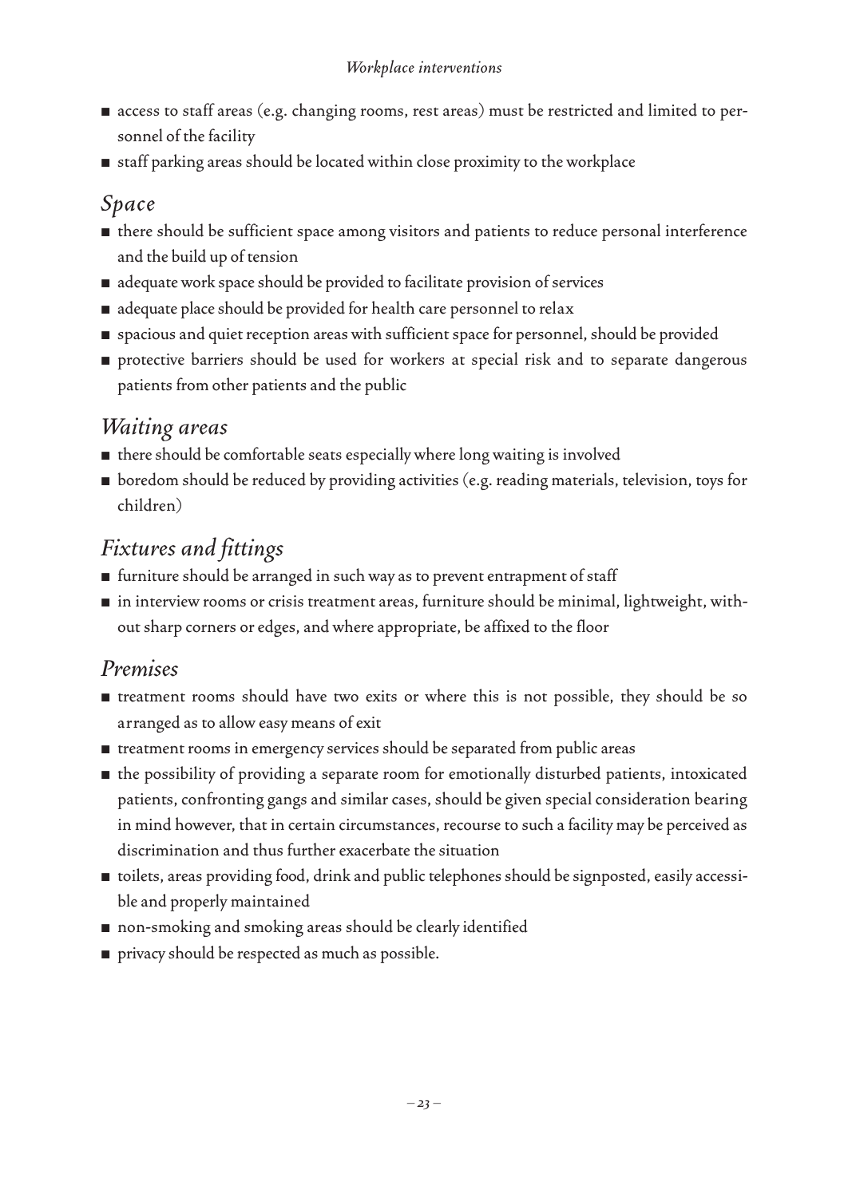- access to staff areas (e.g. changing rooms, rest areas) must be restricted and limited to personnel of the facility
- staff parking areas should be located within close proximity to the workplace

## *Space*

- there should be sufficient space among visitors and patients to reduce personal interference and the build up of tension
- adequate work space should be provided to facilitate provision of services
- adequate place should be provided for health care personnel to relax
- spacious and quiet reception areas with sufficient space for personnel, should be provided
- protective barriers should be used for workers at special risk and to separate dangerous patients from other patients and the public

## *Waiting areas*

- there should be comfortable seats especially where long waiting is involved
- boredom should be reduced by providing activities (e.g. reading materials, television, toys for children)

## *Fixtures and fittings*

- furniture should be arranged in such way as to prevent entrapment of staff
- in interview rooms or crisis treatment areas, furniture should be minimal, lightweight, without sharp corners or edges, and where appropriate, be affixed to the floor

## *Premises*

- treatment rooms should have two exits or where this is not possible, they should be so arranged as to allow easy means of exit
- treatment rooms in emergency services should be separated from public areas
- the possibility of providing a separate room for emotionally disturbed patients, intoxicated patients, confronting gangs and similar cases, should be given special consideration bearing in mind however, that in certain circumstances, recourse to such a facility may be perceived as discrimination and thus further exacerbate the situation
- toilets, areas providing food, drink and public telephones should be signposted, easily accessible and properly maintained
- non-smoking and smoking areas should be clearly identified
- privacy should be respected as much as possible.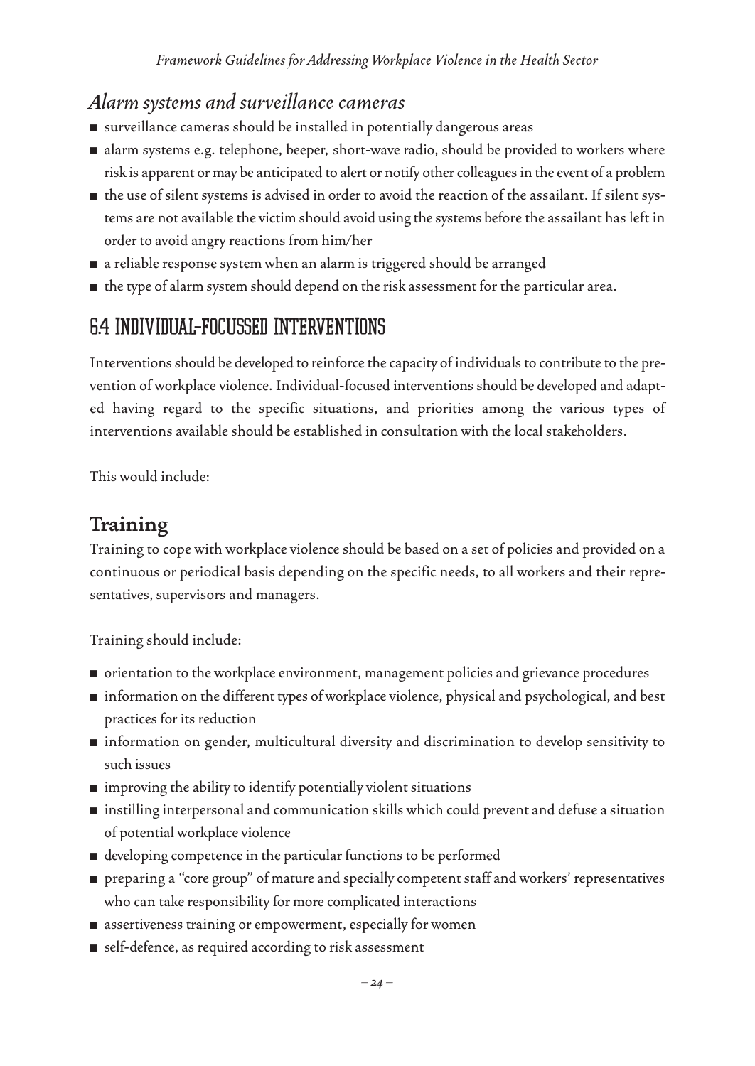### *Alarm systems and surveillance cameras*

- surveillance cameras should be installed in potentially dangerous areas
- alarm systems e.g. telephone, beeper, short-wave radio, should be provided to workers where risk is apparent or may be anticipated to alert or notify other colleagues in the event of a problem
- the use of silent systems is advised in order to avoid the reaction of the assailant. If silent systems are not available the victim should avoid using the systems before the assailant has left in order to avoid angry reactions from him/her
- a reliable response system when an alarm is triggered should be arranged
- the type of alarm system should depend on the risk assessment for the particular area.

## 6.4 INDIVIDUAL-FOCUSSED INTERVENTIONS

Interventions should be developed to reinforce the capacity of individuals to contribute to the prevention of workplace violence. Individual-focused interventions should be developed and adapted having regard to the specific situations, and priorities among the various types of interventions available should be established in consultation with the local stakeholders.

This would include:

### **Training**

Training to cope with workplace violence should be based on a set of policies and provided on a continuous or periodical basis depending on the specific needs, to all workers and their representatives, supervisors and managers.

Training should include:

- orientation to the workplace environment, management policies and grievance procedures
- information on the different types of workplace violence, physical and psychological, and best practices for its reduction
- information on gender, multicultural diversity and discrimination to develop sensitivity to such issues
- improving the ability to identify potentially violent situations
- instilling interpersonal and communication skills which could prevent and defuse a situation of potential workplace violence
- developing competence in the particular functions to be performed
- preparing a "core group" of mature and specially competent staff and workers' representatives who can take responsibility for more complicated interactions
- assertiveness training or empowerment, especially for women
- self-defence, as required according to risk assessment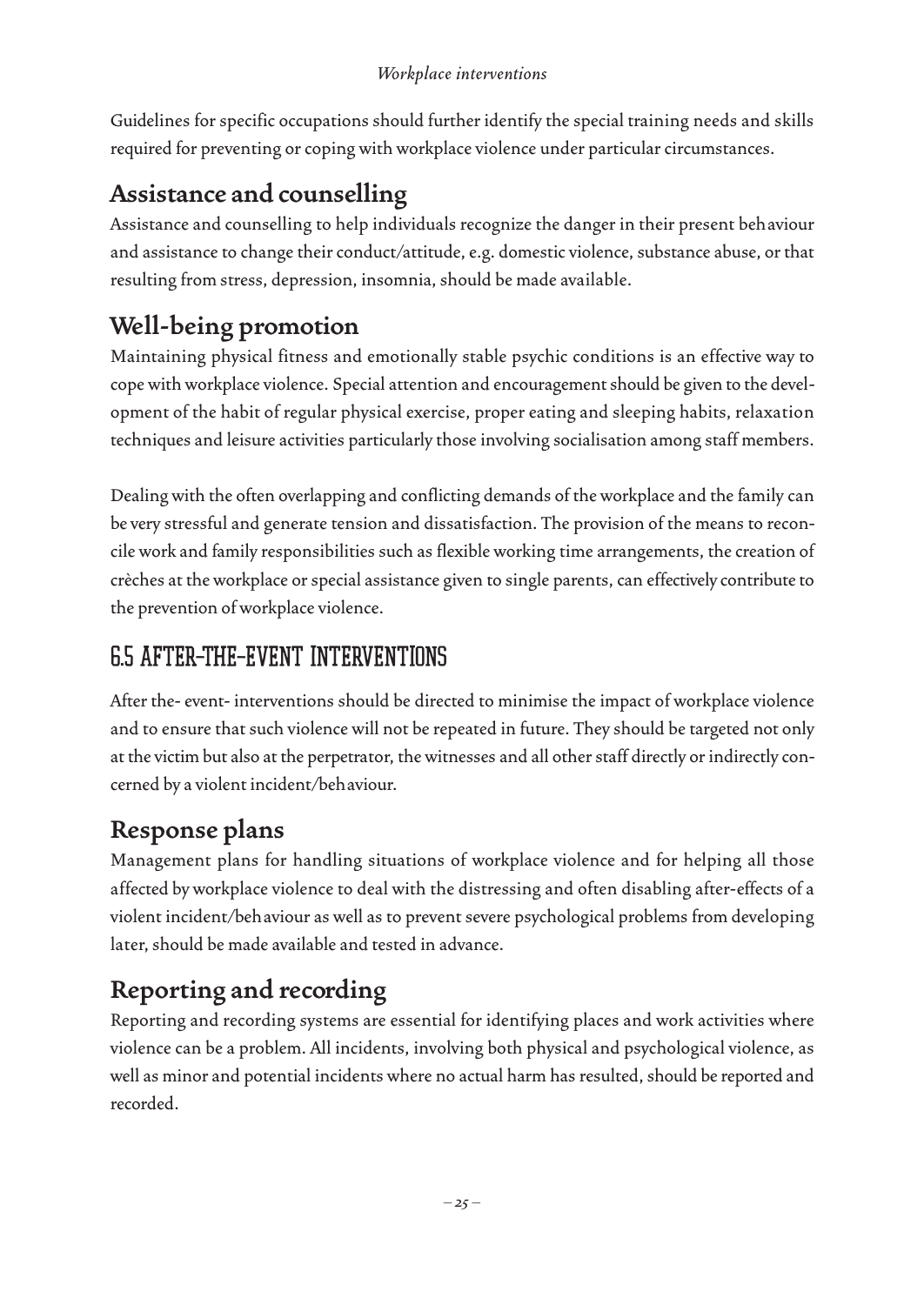Guidelines for specific occupations should further identify the special training needs and skills required for preventing or coping with workplace violence under particular circumstances.

### Assistance and counselling

Assistance and counselling to help individuals recognize the danger in their present behaviour and assistance to change their conduct/attitude, e.g. domestic violence, substance abuse, or that resulting from stress, depression, insomnia, should be made available.

### Well-being promotion

Maintaining physical fitness and emotionally stable psychic conditions is an effective way to cope with workplace violence. Special attention and encouragement should be given to the development of the habit of regular physical exercise, proper eating and sleeping habits, relaxation techniques and leisure activities particularly those involving socialisation among staff members.

Dealing with the often overlapping and conflicting demands of the workplace and the family can be very stressful and generate tension and dissatisfaction. The provision of the means to reconcile work and family responsibilities such as flexible working time arrangements, the creation of crèches at the workplace or special assistance given to single parents, can effectively contribute to the prevention of workplace violence.

## 6.5 After-the-event interventions

After the- event- interventions should be directed to minimise the impact of workplace violence and to ensure that such violence will not be repeated in future. They should be targeted not only at the victim but also at the perpetrator, the witnesses and all other staff directly or indirectly concerned by a violent incident/behaviour.

### Response plans

Management plans for handling situations of workplace violence and for helping all those affected by workplace violence to deal with the distressing and often disabling after-effects of a violent incident/behaviour as well as to prevent severe psychological problems from developing later, should be made available and tested in advance.

### Reporting and recording

Reporting and recording systems are essential for identifying places and work activities where violence can be a problem. All incidents, involving both physical and psychological violence, as well as minor and potential incidents where no actual harm has resulted, should be reported and recorded.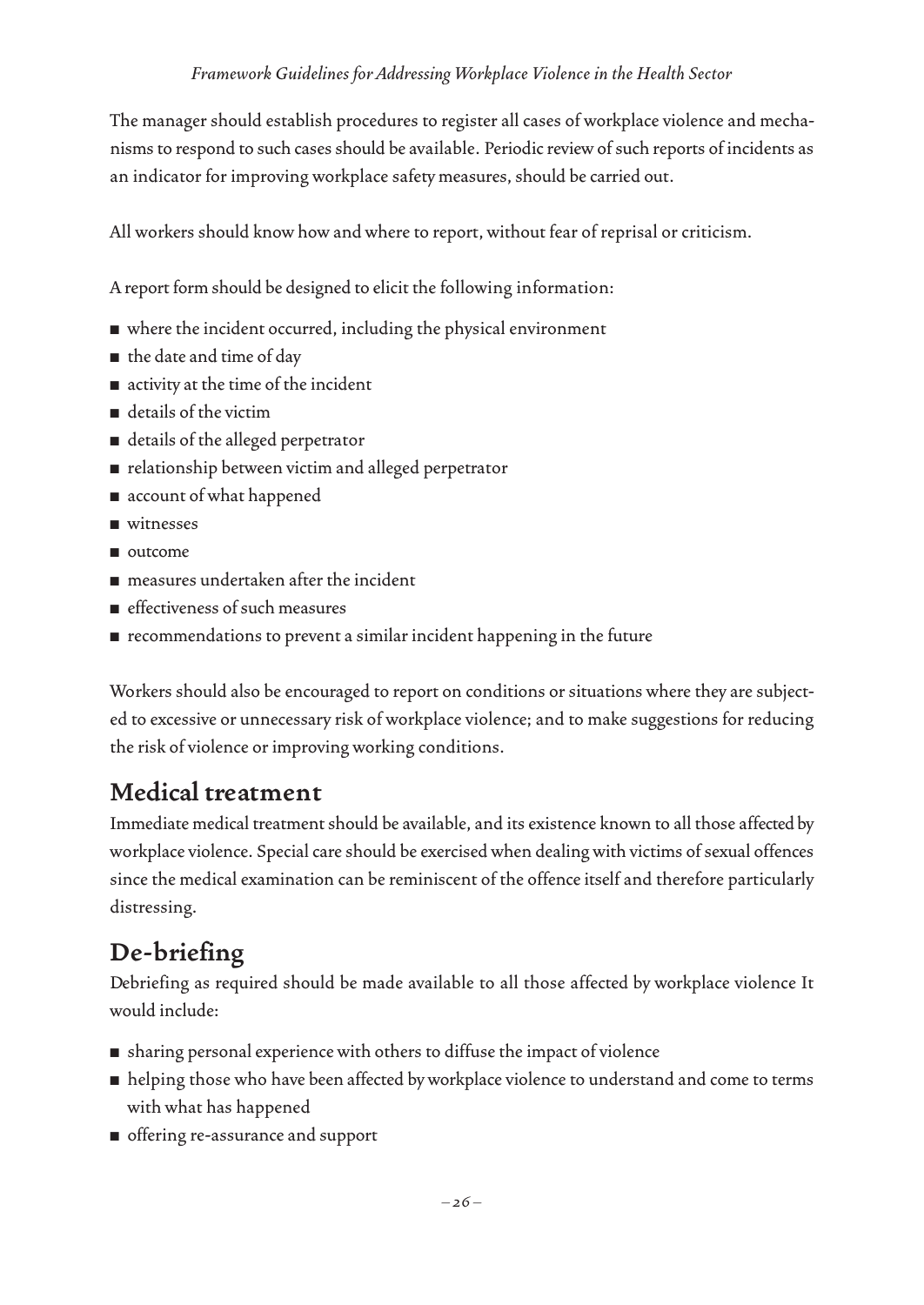The manager should establish procedures to register all cases of workplace violence and mechanisms to respond to such cases should be available. Periodic review of such reports of incidents as an indicator for improving workplace safety measures, should be carried out.

All workers should know how and where to report, without fear of reprisal or criticism.

A report form should be designed to elicit the following information:

- where the incident occurred, including the physical environment
- the date and time of day
- activity at the time of the incident
- details of the victim
- details of the alleged perpetrator
- relationship between victim and alleged perpetrator
- account of what happened
- witnesses
- outcome
- measures undertaken after the incident
- effectiveness of such measures
- recommendations to prevent a similar incident happening in the future

Workers should also be encouraged to report on conditions or situations where they are subjected to excessive or unnecessary risk of workplace violence; and to make suggestions for reducing the risk of violence or improving working conditions.

## Medical treatment

Immediate medical treatment should be available, and its existence known to all those affected by workplace violence. Special care should be exercised when dealing with victims of sexual offences since the medical examination can be reminiscent of the offence itself and therefore particularly distressing.

## De-briefing

Debriefing as required should be made available to all those affected by workplace violence It would include:

- sharing personal experience with others to diffuse the impact of violence
- helping those who have been affected by workplace violence to understand and come to terms with what has happened
- offering re-assurance and support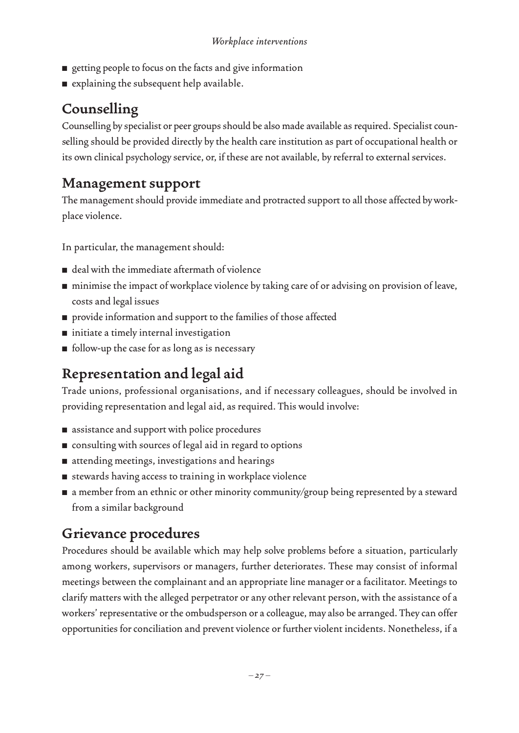- getting people to focus on the facts and give information
- explaining the subsequent help available.

## Counselling

Counselling by specialist or peer groups should be also made available as required. Specialist counselling should be provided directly by the health care institution as part of occupational health or its own clinical psychology service, or, if these are not available, by referral to external services.

## Management support

The management should provide immediate and protracted support to all those affected by workplace violence.

In particular, the management should:

- deal with the immediate aftermath of violence
- minimise the impact of workplace violence by taking care of or advising on provision of leave, costs and legal issues
- provide information and support to the families of those affected
- initiate a timely internal investigation
- follow-up the case for as long as is necessary

## Representation and legal aid

Trade unions, professional organisations, and if necessary colleagues, should be involved in providing representation and legal aid, as required. This would involve:

- assistance and support with police procedures
- consulting with sources of legal aid in regard to options
- attending meetings, investigations and hearings
- stewards having access to training in workplace violence
- a member from an ethnic or other minority community/group being represented by a steward from a similar background

## Grievance procedures

Procedures should be available which may help solve problems before a situation, particularly among workers, supervisors or managers, further deteriorates. These may consist of informal meetings between the complainant and an appropriate line manager or a facilitator. Meetings to clarify matters with the alleged perpetrator or any other relevant person, with the assistance of a workers' representative or the ombudsperson or a colleague, may also be arranged. They can offer opportunities for conciliation and prevent violence or further violent incidents. Nonetheless, if a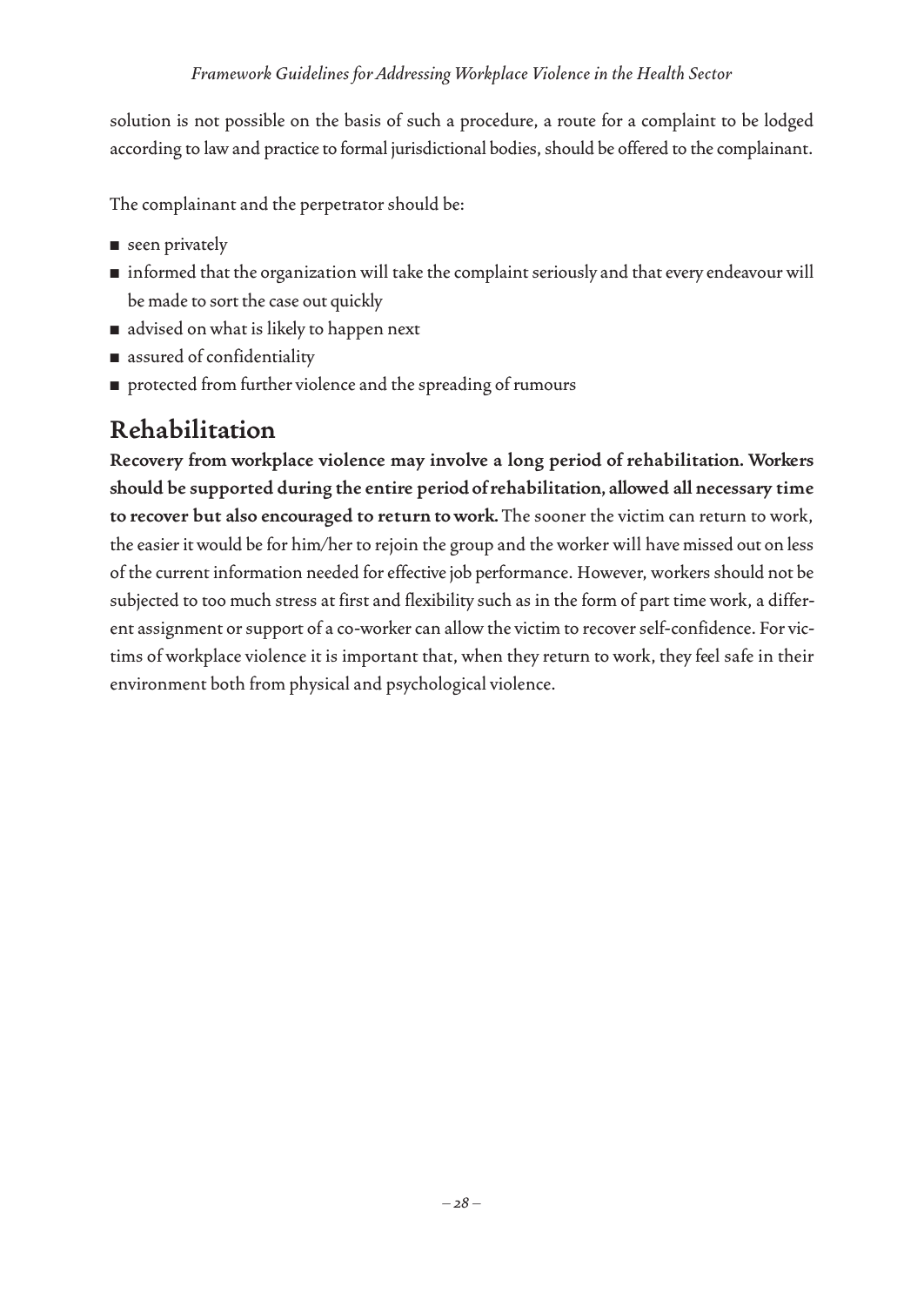solution is not possible on the basis of such a procedure, a route for a complaint to be lodged according to law and practice to formal jurisdictional bodies, should be offered to the complainant.

The complainant and the perpetrator should be:

- seen privately
- informed that the organization will take the complaint seriously and that every endeavour will be made to sort the case out quickly
- advised on what is likely to happen next
- assured of confidentiality
- protected from further violence and the spreading of rumours

## Rehabilitation

**Recovery from workplace violence may involve a long period of rehabilitation. Workers should be supported during the entire period of rehabilitation, allowed all necessary time to recover but also encouraged to return to work.** The sooner the victim can return to work, the easier it would be for him/her to rejoin the group and the worker will have missed out on less of the current information needed for effective job performance. However, workers should not be subjected to too much stress at first and flexibility such as in the form of part time work, a different assignment or support of a co-worker can allow the victim to recover self-confidence. For victims of workplace violence it is important that, when they return to work, they feel safe in their environment both from physical and psychological violence.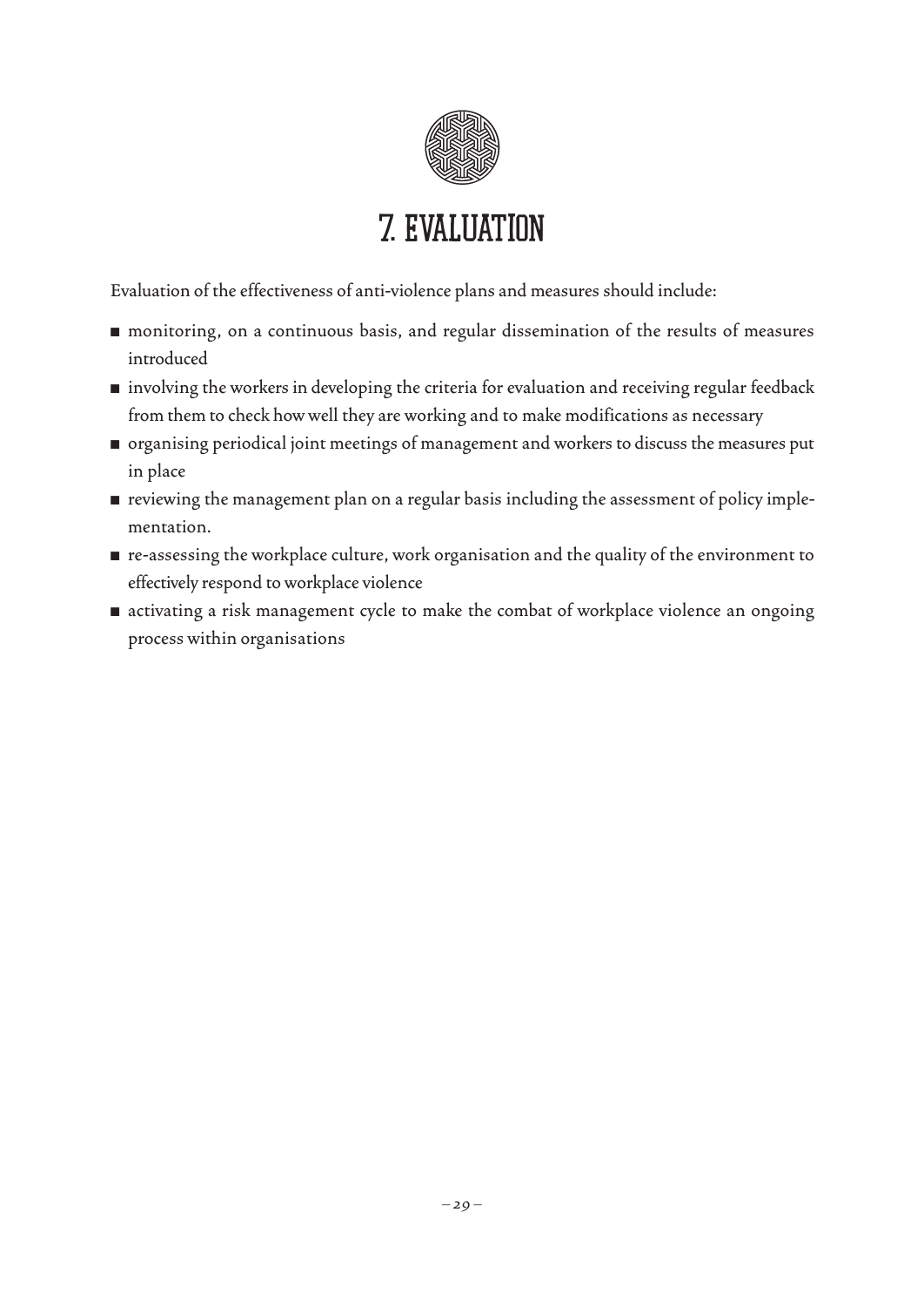# 7. EVALUATION

Evaluation of the effectiveness of anti-violence plans and measures should include:

- monitoring, on a continuous basis, and regular dissemination of the results of measures introduced
- involving the workers in developing the criteria for evaluation and receiving regular feedback from them to check how well they are working and to make modifications as necessary
- organising periodical joint meetings of management and workers to discuss the measures put in place
- reviewing the management plan on a regular basis including the assessment of policy implementation.
- re-assessing the workplace culture, work organisation and the quality of the environment to effectively respond to workplace violence
- activating a risk management cycle to make the combat of workplace violence an ongoing process within organisations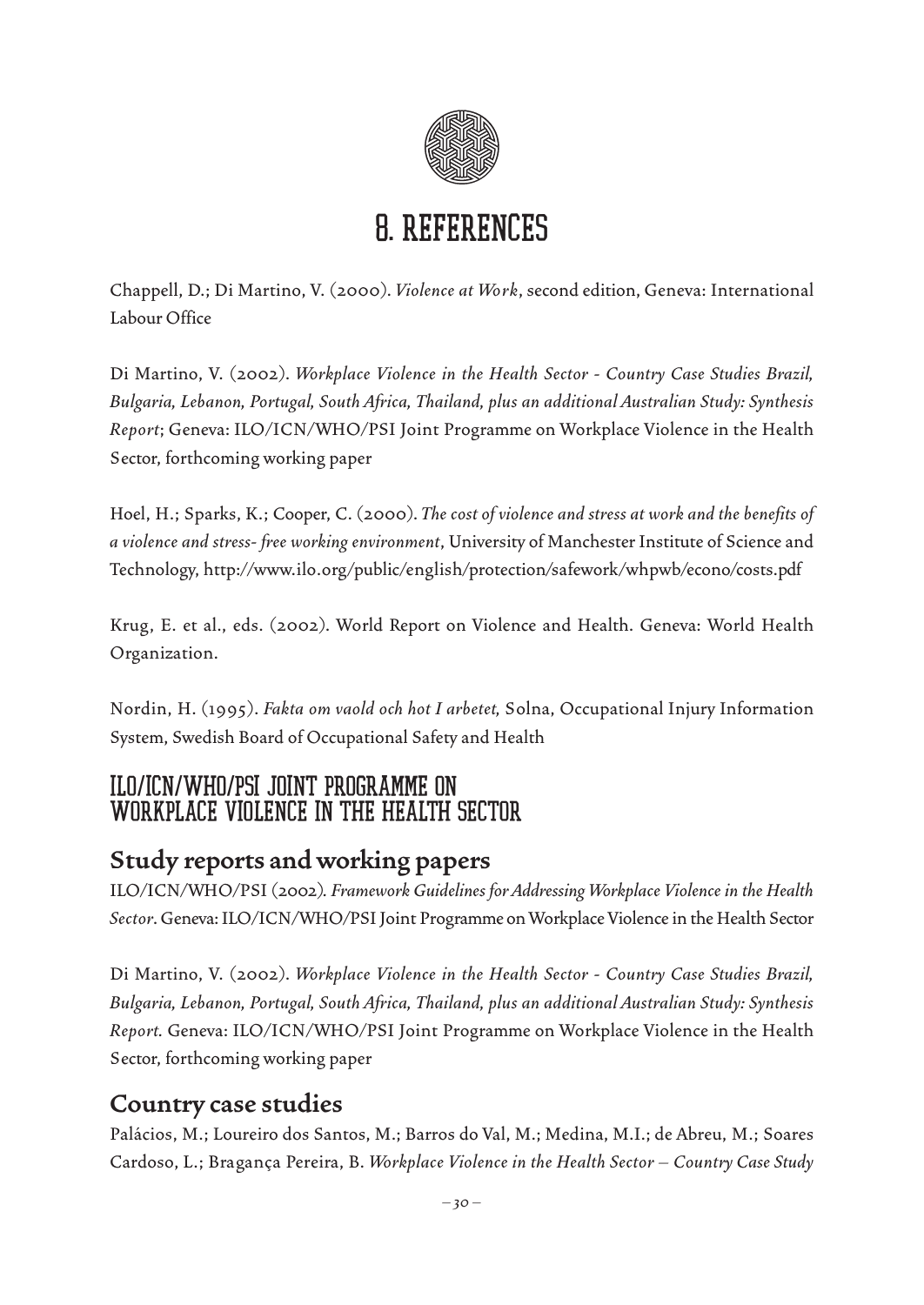# 8. REFERENCES

Chappell, D.; Di Martino, V. (2000). *Violence at Work*, second edition, Geneva: International Labour Office

Di Martino, V. (2002). *Workplace Violence in the Health Sector - Country Case Studies Brazil, Bulgaria, Lebanon, Portugal, South Africa, Thailand, plus an additional Australian Study: Synthesis Report*; Geneva: ILO/ICN/WHO/PSI Joint Programme on Workplace Violence in the Health Sector, forthcoming working paper

Hoel, H.; Sparks, K.; Cooper, C. (2000). *The cost of violence and stress at work and the benefits of a violence and stress- free working environment*, University of Manchester Institute of Science and Technology, http://www.ilo.org/public/english/protection/safework/whpwb/econo/costs.pdf

Krug, E. et al., eds. (2002). World Report on Violence and Health. Geneva: World Health Organization.

Nordin, H. (1995). *Fakta om vaold och hot I arbetet,* Solna, Occupational Injury Information System, Swedish Board of Occupational Safety and Health

## ILO/ICN/WHO/PSI JOINT PROGRAMME ON WORKPLACE VIOLENCE IN THE HEALTH SECTOR

### Study reports and working papers

ILO/ICN/WHO/PSI (2002). *Framework Guidelines for Addressing Workplace Violence in the Health Sector*. Geneva: ILO/ICN/WHO/PSI Joint Programme on Workplace Violence in the Health Sector

Di Martino, V. (2002). *Workplace Violence in the Health Sector - Country Case Studies Brazil, Bulgaria, Lebanon, Portugal, South Africa, Thailand, plus an additional Australian Study: Synthesis Report.* Geneva: ILO/ICN/WHO/PSI Joint Programme on Workplace Violence in the Health Sector, forthcoming working paper

### Country case studies

Palácios, M.; Loureiro dos Santos, M.; Barros do Val, M.; Medina, M.I.; de Abreu, M.; Soares Cardoso, L.; Bragança Pereira, B. *Workplace Violence in the Health Sector – Country Case Study*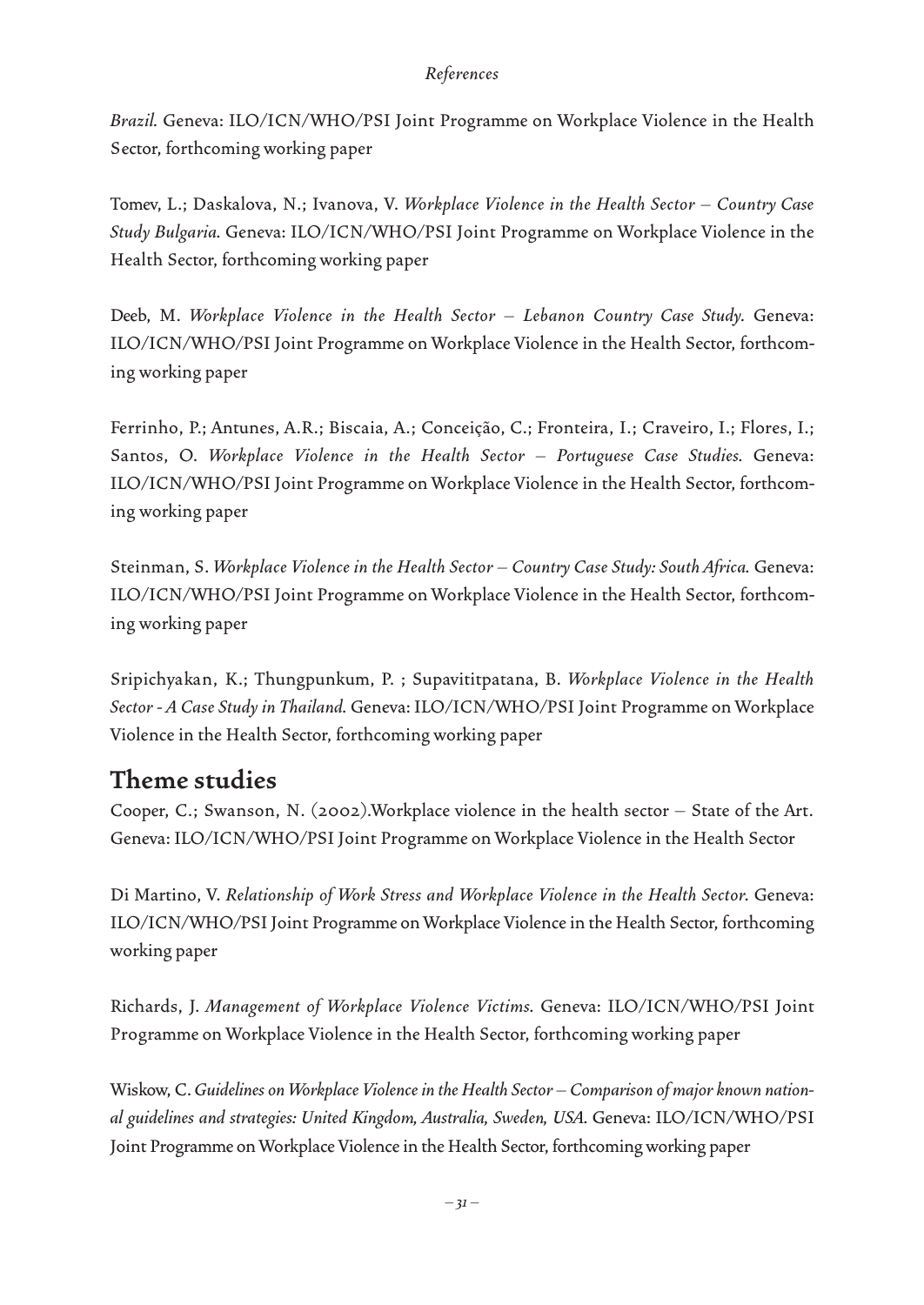*Brazil.* Geneva: ILO/ICN/WHO/PSI Joint Programme on Workplace Violence in the Health Sector, forthcoming working paper

Tomev, L.; Daskalova, N.; Ivanova, V. *Workplace Violence in the Health Sector – Country Case Study Bulgaria.* Geneva: ILO/ICN/WHO/PSI Joint Programme on Workplace Violence in the Health Sector, forthcoming working paper

Deeb, M. *Workplace Violence in the Health Sector – Lebanon Country Case Study.* Geneva: ILO/ICN/WHO/PSI Joint Programme on Workplace Violence in the Health Sector, forthcoming working paper

Ferrinho, P.; Antunes, A.R.; Biscaia, A.; Conceição, C.; Fronteira, I.; Craveiro, I.; Flores, I.; Santos, O. *Workplace Violence in the Health Sector – Portuguese Case Studies.* Geneva: ILO/ICN/WHO/PSI Joint Programme on Workplace Violence in the Health Sector, forthcoming working paper

Steinman, S. *Workplace Violence in the Health Sector – Country Case Study: South Africa.* Geneva: ILO/ICN/WHO/PSI Joint Programme on Workplace Violence in the Health Sector, forthcoming working paper

Sripichyakan, K.; Thungpunkum, P. ; Supavititpatana, B. *Workplace Violence in the Health Sector - A Case Study in Thailand.* Geneva: ILO/ICN/WHO/PSI Joint Programme on Workplace Violence in the Health Sector, forthcoming working paper

## Theme studies

Cooper, C.; Swanson, N. (2002).Workplace violence in the health sector – State of the Art. Geneva: ILO/ICN/WHO/PSI Joint Programme on Workplace Violence in the Health Sector

Di Martino, V. *Relationship of Work Stress and Workplace Violence in the Health Sector.* Geneva: ILO/ICN/WHO/PSI Joint Programme on Workplace Violence in the Health Sector, forthcoming working paper

Richards, J. *Management of Workplace Violence Victims.* Geneva: ILO/ICN/WHO/PSI Joint Programme on Workplace Violence in the Health Sector, forthcoming working paper

Wiskow, C. *Guidelines on Workplace Violence in the Health Sector – Comparison of major known national guidelines and strategies: United Kingdom, Australia, Sweden, USA.* Geneva: ILO/ICN/WHO/PSI Joint Programme on Workplace Violence in the Health Sector, forthcoming working paper